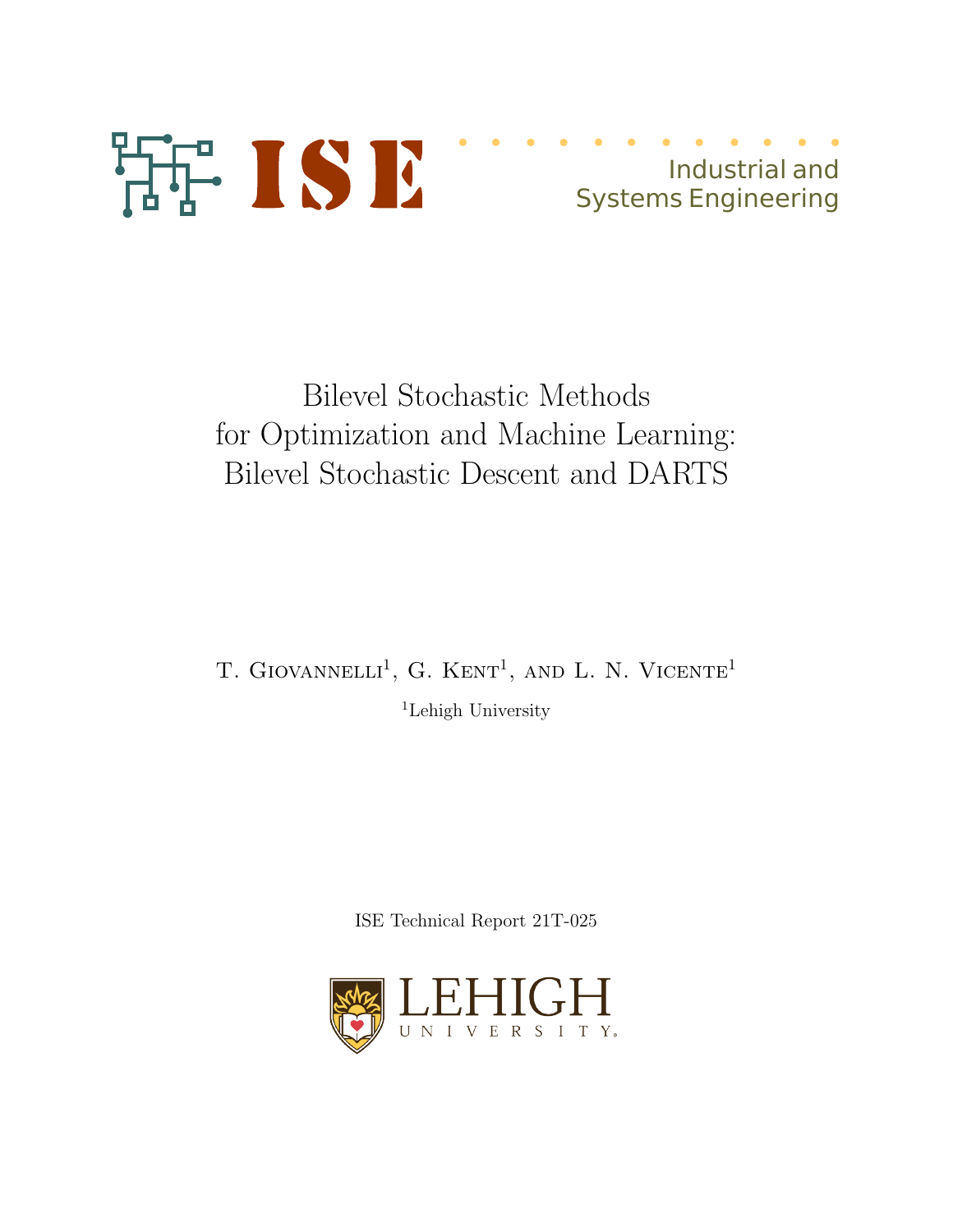ISE

Industrial and Systems Engineering

# Bilevel Stochastic Methods for Optimization and Machine Learning: Bilevel Stochastic Descent and DARTS

T. Giovannelli[1], G. Kent[1], and L. N. Vicente[1]

[1]Lehigh University

ISE Technical Report 21T-025

LEHIGH UNIVERSITY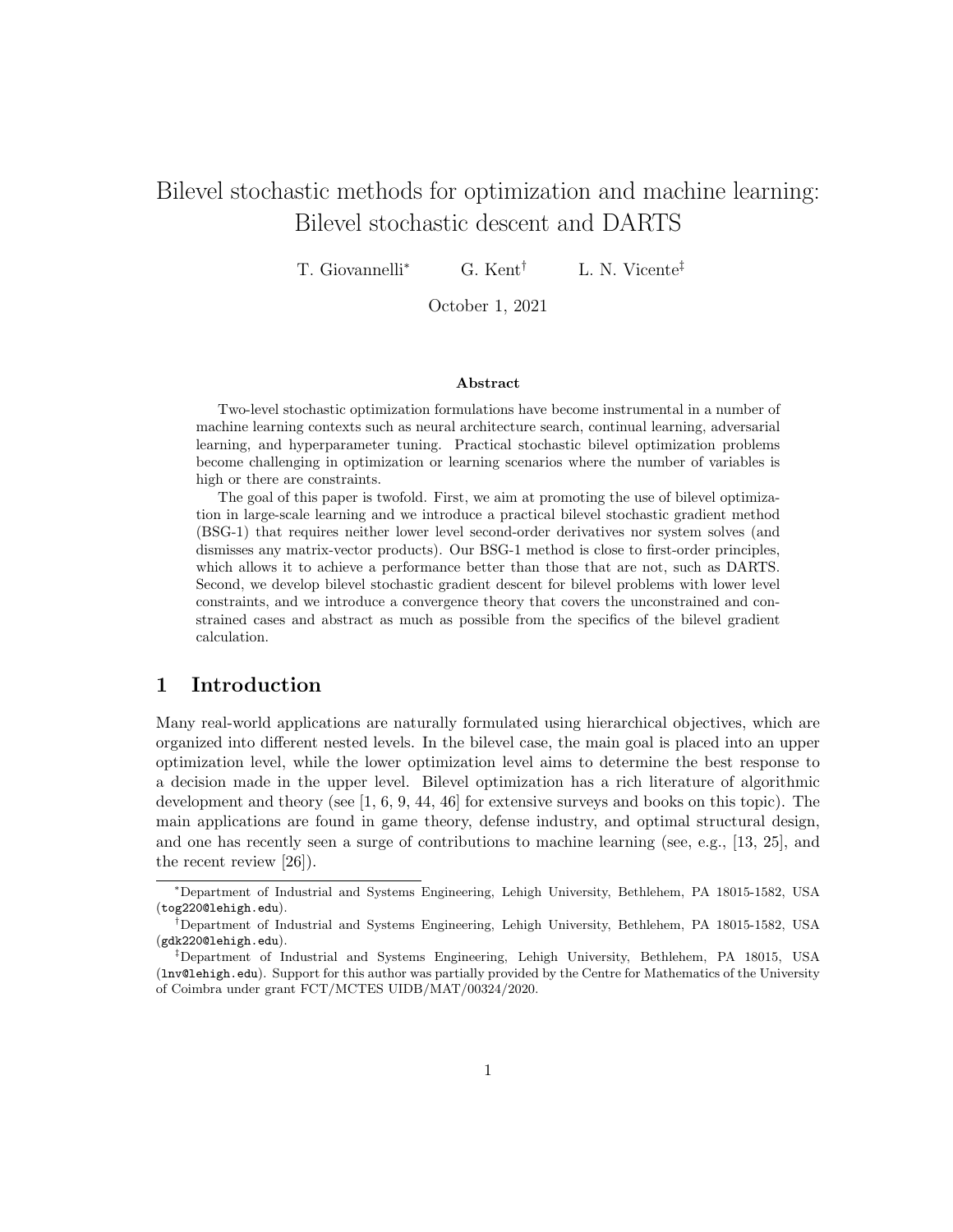# Bilevel stochastic methods for optimization and machine learning: Bilevel stochastic descent and DARTS

T. Giovannelli[*] G. Kent[†] L. N. Vicente[‡]

October 1, 2021

### Abstract

Two-level stochastic optimization formulations have become instrumental in a number of machine learning contexts such as neural architecture search, continual learning, adversarial learning, and hyperparameter tuning. Practical stochastic bilevel optimization problems become challenging in optimization or learning scenarios where the number of variables is high or there are constraints.

The goal of this paper is twofold. First, we aim at promoting the use of bilevel optimization in large-scale learning and we introduce a practical bilevel stochastic gradient method (BSG-1) that requires neither lower level second-order derivatives nor system solves (and dismisses any matrix-vector products). Our BSG-1 method is close to first-order principles, which allows it to achieve a performance better than those that are not, such as DARTS. Second, we develop bilevel stochastic gradient descent for bilevel problems with lower level constraints, and we introduce a convergence theory that covers the unconstrained and constrained cases and abstract as much as possible from the specifics of the bilevel gradient calculation.

## 1 Introduction

Many real-world applications are naturally formulated using hierarchical objectives, which are organized into different nested levels. In the bilevel case, the main goal is placed into an upper optimization level, while the lower optimization level aims to determine the best response to a decision made in the upper level. Bilevel optimization has a rich literature of algorithmic development and theory (see [1, 6, 9, 44, 46] for extensive surveys and books on this topic). The main applications are found in game theory, defense industry, and optimal structural design, and one has recently seen a surge of contributions to machine learning (see, e.g., [13, 25], and the recent review [26]).

---

[*] Department of Industrial and Systems Engineering, Lehigh University, Bethlehem, PA 18015-1582, USA (tog220@lehigh.edu).

[†] Department of Industrial and Systems Engineering, Lehigh University, Bethlehem, PA 18015-1582, USA (gdk220@lehigh.edu).

[‡] Department of Industrial and Systems Engineering, Lehigh University, Bethlehem, PA 18015, USA (lnv@lehigh.edu). Support for this author was partially provided by the Centre for Mathematics of the University of Coimbra under grant FCT/MCTES UIDB/MAT/00324/2020.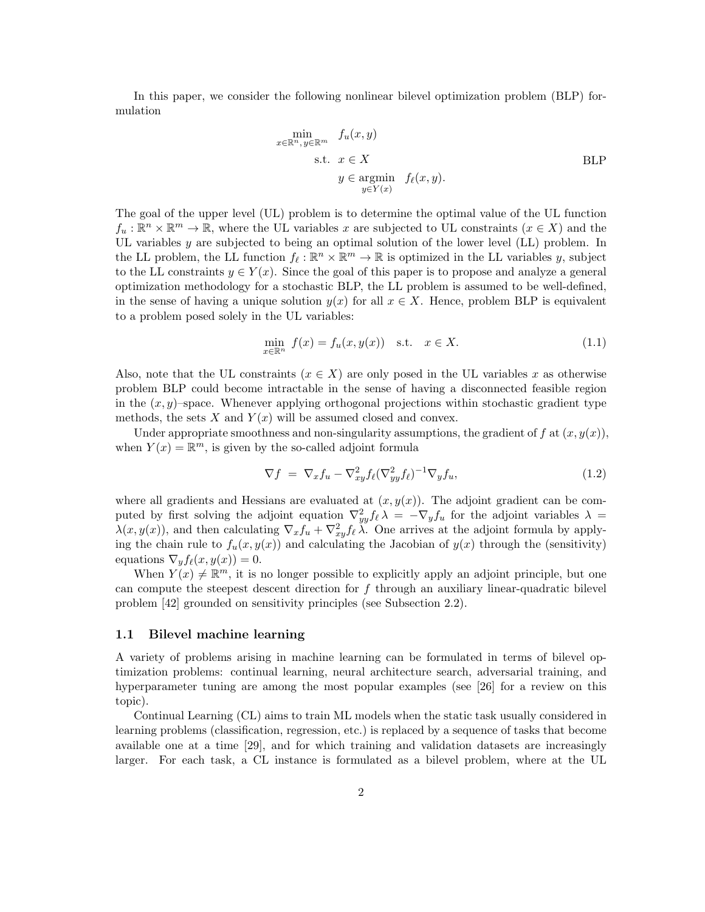In this paper, we consider the following nonlinear bilevel optimization problem (BLP) formulation

$$
\begin{aligned}
\min_{x\in\mathbb{R}^n,\, y\in\mathbb{R}^m} \quad & f_u(x,y) \\
\text{s.t.} \quad & x \in X \\
& y \in \underset{y\in Y(x)}{\operatorname{argmin}} \quad f_\ell(x,y).
\end{aligned}
\tag{BLP}
$$

The goal of the upper level (UL) problem is to determine the optimal value of the UL function $f_u : \mathbb{R}^n \times \mathbb{R}^m \to \mathbb{R}$, where the UL variables $x$ are subjected to UL constraints ($x \in X$) and the UL variables $y$ are subjected to being an optimal solution of the lower level (LL) problem. In the LL problem, the LL function $f_\ell : \mathbb{R}^n \times \mathbb{R}^m \to \mathbb{R}$ is optimized in the LL variables $y$, subject to the LL constraints $y \in Y(x)$. Since the goal of this paper is to propose and analyze a general optimization methodology for a stochastic BLP, the LL problem is assumed to be well-defined, in the sense of having a unique solution $y(x)$ for all $x \in X$. Hence, problem BLP is equivalent to a problem posed solely in the UL variables:

$$
\min_{x\in\mathbb{R}^n} \; f(x) = f_u(x, y(x)) \quad \text{s.t.} \quad x \in X. \tag{1.1}
$$

Also, note that the UL constraints ($x \in X$) are only posed in the UL variables $x$ as otherwise problem BLP could become intractable in the sense of having a disconnected feasible region in the $(x, y)$–space. Whenever applying orthogonal projections within stochastic gradient type methods, the sets $X$ and $Y(x)$ will be assumed closed and convex.

Under appropriate smoothness and non-singularity assumptions, the gradient of $f$ at $(x, y(x))$, when $Y(x) = \mathbb{R}^m$, is given by the so-called adjoint formula

$$
\nabla f \;=\; \nabla_x f_u - \nabla^2_{xy} f_\ell (\nabla^2_{yy} f_\ell)^{-1} \nabla_y f_u, \tag{1.2}
$$

where all gradients and Hessians are evaluated at $(x, y(x))$. The adjoint gradient can be computed by first solving the adjoint equation $\nabla^2_{yy} f_\ell \, \lambda = -\nabla_y f_u$ for the adjoint variables $\lambda = \lambda(x, y(x))$, and then calculating $\nabla_x f_u + \nabla^2_{xy} f_\ell \, \lambda$. One arrives at the adjoint formula by applying the chain rule to $f_u(x, y(x))$ and calculating the Jacobian of $y(x)$ through the (sensitivity) equations $\nabla_y f_\ell(x, y(x)) = 0$.

When $Y(x) \neq \mathbb{R}^m$, it is no longer possible to explicitly apply an adjoint principle, but one can compute the steepest descent direction for $f$ through an auxiliary linear-quadratic bilevel problem [42] grounded on sensitivity principles (see Subsection 2.2).

### 1.1 Bilevel machine learning

A variety of problems arising in machine learning can be formulated in terms of bilevel optimization problems: continual learning, neural architecture search, adversarial training, and hyperparameter tuning are among the most popular examples (see [26] for a review on this topic).

Continual Learning (CL) aims to train ML models when the static task usually considered in learning problems (classification, regression, etc.) is replaced by a sequence of tasks that become available one at a time [29], and for which training and validation datasets are increasingly larger. For each task, a CL instance is formulated as a bilevel problem, where at the UL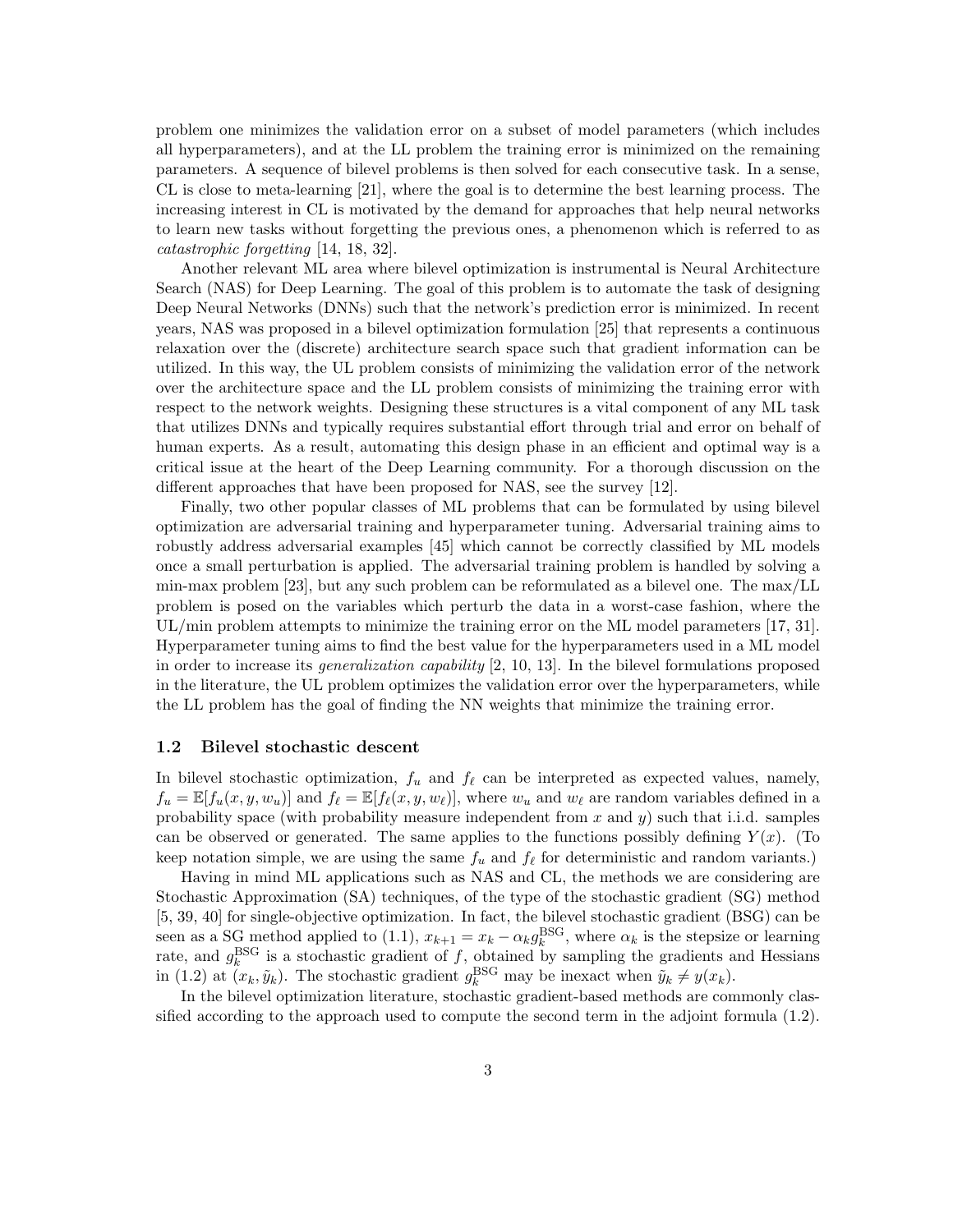problem one minimizes the validation error on a subset of model parameters (which includes all hyperparameters), and at the LL problem the training error is minimized on the remaining parameters. A sequence of bilevel problems is then solved for each consecutive task. In a sense, CL is close to meta-learning [21], where the goal is to determine the best learning process. The increasing interest in CL is motivated by the demand for approaches that help neural networks to learn new tasks without forgetting the previous ones, a phenomenon which is referred to as *catastrophic forgetting* [14, 18, 32].

Another relevant ML area where bilevel optimization is instrumental is Neural Architecture Search (NAS) for Deep Learning. The goal of this problem is to automate the task of designing Deep Neural Networks (DNNs) such that the network's prediction error is minimized. In recent years, NAS was proposed in a bilevel optimization formulation [25] that represents a continuous relaxation over the (discrete) architecture search space such that gradient information can be utilized. In this way, the UL problem consists of minimizing the validation error of the network over the architecture space and the LL problem consists of minimizing the training error with respect to the network weights. Designing these structures is a vital component of any ML task that utilizes DNNs and typically requires substantial effort through trial and error on behalf of human experts. As a result, automating this design phase in an efficient and optimal way is a critical issue at the heart of the Deep Learning community. For a thorough discussion on the different approaches that have been proposed for NAS, see the survey [12].

Finally, two other popular classes of ML problems that can be formulated by using bilevel optimization are adversarial training and hyperparameter tuning. Adversarial training aims to robustly address adversarial examples [45] which cannot be correctly classified by ML models once a small perturbation is applied. The adversarial training problem is handled by solving a min-max problem [23], but any such problem can be reformulated as a bilevel one. The max/LL problem is posed on the variables which perturb the data in a worst-case fashion, where the UL/min problem attempts to minimize the training error on the ML model parameters [17, 31]. Hyperparameter tuning aims to find the best value for the hyperparameters used in a ML model in order to increase its *generalization capability* [2, 10, 13]. In the bilevel formulations proposed in the literature, the UL problem optimizes the validation error over the hyperparameters, while the LL problem has the goal of finding the NN weights that minimize the training error.

### 1.2 Bilevel stochastic descent

In bilevel stochastic optimization, $f_u$ and $f_\ell$ can be interpreted as expected values, namely, $f_u = \mathbb{E}[f_u(x, y, w_u)]$ and $f_\ell = \mathbb{E}[f_\ell(x, y, w_\ell)]$, where $w_u$ and $w_\ell$ are random variables defined in a probability space (with probability measure independent from $x$ and $y$) such that i.i.d. samples can be observed or generated. The same applies to the functions possibly defining $Y(x)$. (To keep notation simple, we are using the same $f_u$ and $f_\ell$ for deterministic and random variants.)

Having in mind ML applications such as NAS and CL, the methods we are considering are Stochastic Approximation (SA) techniques, of the type of the stochastic gradient (SG) method [5, 39, 40] for single-objective optimization. In fact, the bilevel stochastic gradient (BSG) can be seen as a SG method applied to (1.1), $x_{k+1} = x_k - \alpha_k g_k^{\text{BSG}}$, where $\alpha_k$ is the stepsize or learning rate, and $g_k^{\text{BSG}}$ is a stochastic gradient of $f$, obtained by sampling the gradients and Hessians in (1.2) at $(x_k, \tilde{y}_k)$. The stochastic gradient $g_k^{\text{BSG}}$ may be inexact when $\tilde{y}_k \neq y(x_k)$.

In the bilevel optimization literature, stochastic gradient-based methods are commonly classified according to the approach used to compute the second term in the adjoint formula (1.2).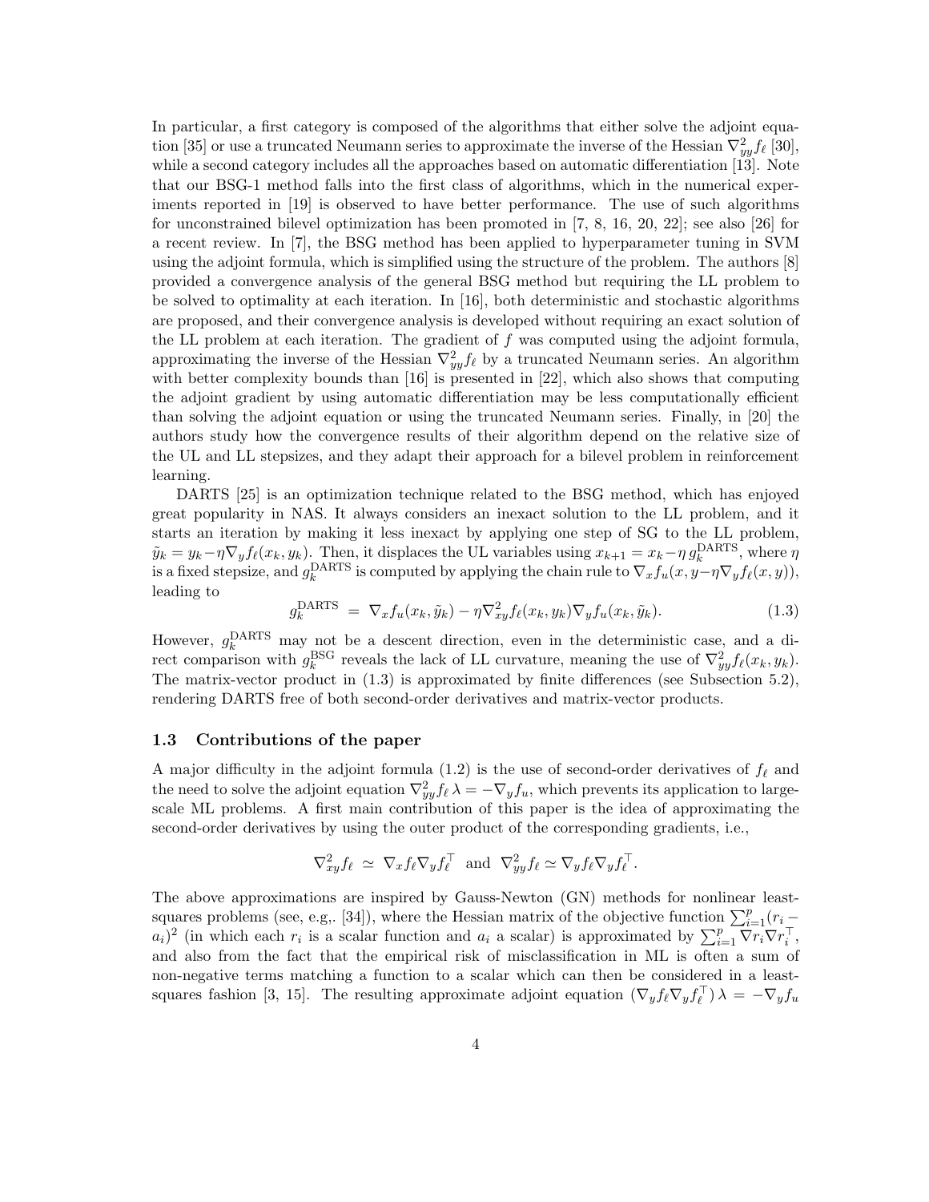In particular, a first category is composed of the algorithms that either solve the adjoint equation [35] or use a truncated Neumann series to approximate the inverse of the Hessian $\nabla^2_{yy} f_\ell$ [30], while a second category includes all the approaches based on automatic differentiation [13]. Note that our BSG-1 method falls into the first class of algorithms, which in the numerical experiments reported in [19] is observed to have better performance. The use of such algorithms for unconstrained bilevel optimization has been promoted in [7, 8, 16, 20, 22]; see also [26] for a recent review. In [7], the BSG method has been applied to hyperparameter tuning in SVM using the adjoint formula, which is simplified using the structure of the problem. The authors [8] provided a convergence analysis of the general BSG method but requiring the LL problem to be solved to optimality at each iteration. In [16], both deterministic and stochastic algorithms are proposed, and their convergence analysis is developed without requiring an exact solution of the LL problem at each iteration. The gradient of $f$ was computed using the adjoint formula, approximating the inverse of the Hessian $\nabla^2_{yy} f_\ell$ by a truncated Neumann series. An algorithm with better complexity bounds than [16] is presented in [22], which also shows that computing the adjoint gradient by using automatic differentiation may be less computationally efficient than solving the adjoint equation or using the truncated Neumann series. Finally, in [20] the authors study how the convergence results of their algorithm depend on the relative size of the UL and LL stepsizes, and they adapt their approach for a bilevel problem in reinforcement learning.

DARTS [25] is an optimization technique related to the BSG method, which has enjoyed great popularity in NAS. It always considers an inexact solution to the LL problem, and it starts an iteration by making it less inexact by applying one step of SG to the LL problem, $\tilde{y}_k = y_k - \eta \nabla_y f_\ell(x_k, y_k)$. Then, it displaces the UL variables using $x_{k+1} = x_k - \eta\, g_k^{\mathrm{DARTS}}$, where $\eta$ is a fixed stepsize, and $g_k^{\mathrm{DARTS}}$ is computed by applying the chain rule to $\nabla_x f_u(x, y - \eta \nabla_y f_\ell(x, y))$, leading to

$$g_k^{\mathrm{DARTS}} \;=\; \nabla_x f_u(x_k, \tilde{y}_k) - \eta \nabla^2_{xy} f_\ell(x_k, y_k) \nabla_y f_u(x_k, \tilde{y}_k). \tag{1.3}$$

However, $g_k^{\mathrm{DARTS}}$ may not be a descent direction, even in the deterministic case, and a direct comparison with $g_k^{\mathrm{BSG}}$ reveals the lack of LL curvature, meaning the use of $\nabla^2_{yy} f_\ell(x_k, y_k)$. The matrix-vector product in (1.3) is approximated by finite differences (see Subsection 5.2), rendering DARTS free of both second-order derivatives and matrix-vector products.

### 1.3 Contributions of the paper

A major difficulty in the adjoint formula (1.2) is the use of second-order derivatives of $f_\ell$ and the need to solve the adjoint equation $\nabla^2_{yy} f_\ell \, \lambda = -\nabla_y f_u$, which prevents its application to large-scale ML problems. A first main contribution of this paper is the idea of approximating the second-order derivatives by using the outer product of the corresponding gradients, i.e.,

$$\nabla^2_{xy} f_\ell \;\simeq\; \nabla_x f_\ell \nabla_y f_\ell^\top \;\text{ and }\; \nabla^2_{yy} f_\ell \simeq \nabla_y f_\ell \nabla_y f_\ell^\top.$$

The above approximations are inspired by Gauss-Newton (GN) methods for nonlinear least-squares problems (see, e.g,. [34]), where the Hessian matrix of the objective function $\sum_{i=1}^p (r_i - a_i)^2$ (in which each $r_i$ is a scalar function and $a_i$ a scalar) is approximated by $\sum_{i=1}^p \nabla r_i \nabla r_i^\top$, and also from the fact that the empirical risk of misclassification in ML is often a sum of non-negative terms matching a function to a scalar which can then be considered in a least-squares fashion [3, 15]. The resulting approximate adjoint equation $(\nabla_y f_\ell \nabla_y f_\ell^\top)\, \lambda = -\nabla_y f_u$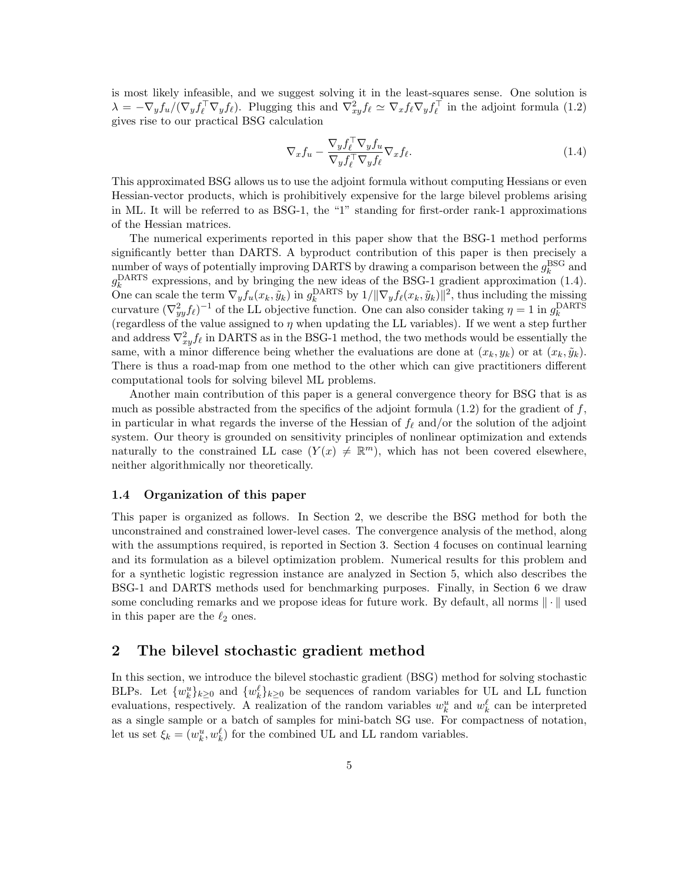is most likely infeasible, and we suggest solving it in the least-squares sense. One solution is $\lambda = -\nabla_y f_u / (\nabla_y f_\ell^\top \nabla_y f_\ell)$. Plugging this and $\nabla^2_{xy} f_\ell \simeq \nabla_x f_\ell \nabla_y f_\ell^\top$ in the adjoint formula (1.2) gives rise to our practical BSG calculation

$$\nabla_x f_u - \frac{\nabla_y f_\ell^\top \nabla_y f_u}{\nabla_y f_\ell^\top \nabla_y f_\ell} \nabla_x f_\ell. \tag{1.4}$$

This approximated BSG allows us to use the adjoint formula without computing Hessians or even Hessian-vector products, which is prohibitively expensive for the large bilevel problems arising in ML. It will be referred to as BSG-1, the "1" standing for first-order rank-1 approximations of the Hessian matrices.

The numerical experiments reported in this paper show that the BSG-1 method performs significantly better than DARTS. A byproduct contribution of this paper is then precisely a number of ways of potentially improving DARTS by drawing a comparison between the $g_k^{\mathrm{BSG}}$ and $g_k^{\mathrm{DARTS}}$ expressions, and by bringing the new ideas of the BSG-1 gradient approximation (1.4). One can scale the term $\nabla_y f_u(x_k, \tilde{y}_k)$ in $g_k^{\mathrm{DARTS}}$ by $1/\|\nabla_y f_\ell(x_k, \tilde{y}_k)\|^2$, thus including the missing curvature $(\nabla^2_{yy} f_\ell)^{-1}$ of the LL objective function. One can also consider taking $\eta = 1$ in $g_k^{\mathrm{DARTS}}$ (regardless of the value assigned to $\eta$ when updating the LL variables). If we went a step further and address $\nabla^2_{xy} f_\ell$ in DARTS as in the BSG-1 method, the two methods would be essentially the same, with a minor difference being whether the evaluations are done at $(x_k, y_k)$ or at $(x_k, \tilde{y}_k)$. There is thus a road-map from one method to the other which can give practitioners different computational tools for solving bilevel ML problems.

Another main contribution of this paper is a general convergence theory for BSG that is as much as possible abstracted from the specifics of the adjoint formula (1.2) for the gradient of $f$, in particular in what regards the inverse of the Hessian of $f_\ell$ and/or the solution of the adjoint system. Our theory is grounded on sensitivity principles of nonlinear optimization and extends naturally to the constrained LL case ($Y(x) \neq \mathbb{R}^m$), which has not been covered elsewhere, neither algorithmically nor theoretically.

### 1.4 Organization of this paper

This paper is organized as follows. In Section 2, we describe the BSG method for both the unconstrained and constrained lower-level cases. The convergence analysis of the method, along with the assumptions required, is reported in Section 3. Section 4 focuses on continual learning and its formulation as a bilevel optimization problem. Numerical results for this problem and for a synthetic logistic regression instance are analyzed in Section 5, which also describes the BSG-1 and DARTS methods used for benchmarking purposes. Finally, in Section 6 we draw some concluding remarks and we propose ideas for future work. By default, all norms $\|\cdot\|$ used in this paper are the $\ell_2$ ones.

## 2 The bilevel stochastic gradient method

In this section, we introduce the bilevel stochastic gradient (BSG) method for solving stochastic BLPs. Let $\{w_k^u\}_{k\geq 0}$ and $\{w_k^\ell\}_{k\geq 0}$ be sequences of random variables for UL and LL function evaluations, respectively. A realization of the random variables $w_k^u$ and $w_k^\ell$ can be interpreted as a single sample or a batch of samples for mini-batch SG use. For compactness of notation, let us set $\xi_k = (w_k^u, w_k^\ell)$ for the combined UL and LL random variables.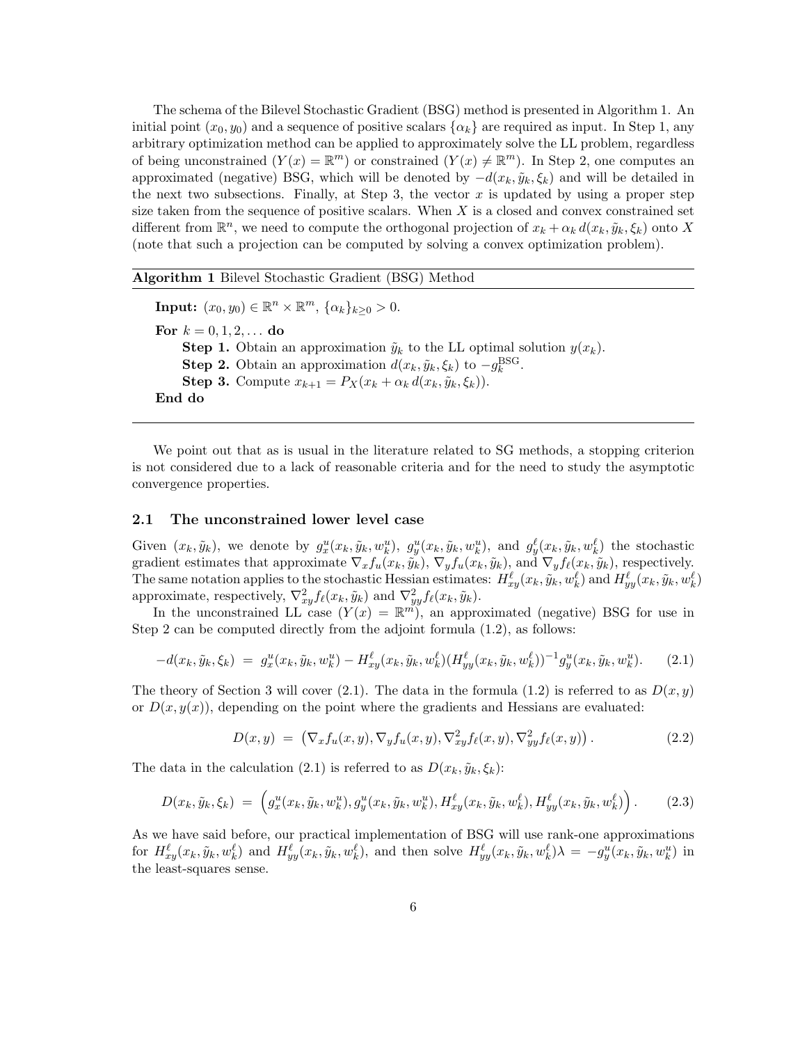The schema of the Bilevel Stochastic Gradient (BSG) method is presented in Algorithm 1. An initial point $(x_0, y_0)$ and a sequence of positive scalars $\{\alpha_k\}$ are required as input. In Step 1, any arbitrary optimization method can be applied to approximately solve the LL problem, regardless of being unconstrained ($Y(x) = \mathbb{R}^m$) or constrained ($Y(x) \neq \mathbb{R}^m$). In Step 2, one computes an approximated (negative) BSG, which will be denoted by $-d(x_k, \tilde{y}_k, \xi_k)$ and will be detailed in the next two subsections. Finally, at Step 3, the vector $x$ is updated by using a proper step size taken from the sequence of positive scalars. When $X$ is a closed and convex constrained set different from $\mathbb{R}^n$, we need to compute the orthogonal projection of $x_k + \alpha_k\, d(x_k, \tilde{y}_k, \xi_k)$ onto $X$ (note that such a projection can be computed by solving a convex optimization problem).

---

**Algorithm 1** Bilevel Stochastic Gradient (BSG) Method

---

**Input:** $(x_0, y_0) \in \mathbb{R}^n \times \mathbb{R}^m$, $\{\alpha_k\}_{k\geq 0} > 0$.

**For** $k = 0, 1, 2, \ldots$ **do**

  **Step 1.** Obtain an approximation $\tilde{y}_k$ to the LL optimal solution $y(x_k)$.

  **Step 2.** Obtain an approximation $d(x_k, \tilde{y}_k, \xi_k)$ to $-g_k^{\mathrm{BSG}}$.

  **Step 3.** Compute $x_{k+1} = P_X(x_k + \alpha_k\, d(x_k, \tilde{y}_k, \xi_k))$.

**End do**

---

We point out that as is usual in the literature related to SG methods, a stopping criterion is not considered due to a lack of reasonable criteria and for the need to study the asymptotic convergence properties.

## 2.1 The unconstrained lower level case

Given $(x_k, \tilde{y}_k)$, we denote by $g_x^u(x_k, \tilde{y}_k, w_k^u)$, $g_y^u(x_k, \tilde{y}_k, w_k^u)$, and $g_y^\ell(x_k, \tilde{y}_k, w_k^\ell)$ the stochastic gradient estimates that approximate $\nabla_x f_u(x_k, \tilde{y}_k)$, $\nabla_y f_u(x_k, \tilde{y}_k)$, and $\nabla_y f_\ell(x_k, \tilde{y}_k)$, respectively. The same notation applies to the stochastic Hessian estimates: $H_{xy}^\ell(x_k, \tilde{y}_k, w_k^\ell)$ and $H_{yy}^\ell(x_k, \tilde{y}_k, w_k^\ell)$ approximate, respectively, $\nabla_{xy}^2 f_\ell(x_k, \tilde{y}_k)$ and $\nabla_{yy}^2 f_\ell(x_k, \tilde{y}_k)$.

In the unconstrained LL case ($Y(x) = \mathbb{R}^m$), an approximated (negative) BSG for use in Step 2 can be computed directly from the adjoint formula (1.2), as follows:

$$-d(x_k, \tilde{y}_k, \xi_k) \;=\; g_x^u(x_k, \tilde{y}_k, w_k^u) - H_{xy}^\ell(x_k, \tilde{y}_k, w_k^\ell)(H_{yy}^\ell(x_k, \tilde{y}_k, w_k^\ell))^{-1} g_y^u(x_k, \tilde{y}_k, w_k^u). \tag{2.1}$$

The theory of Section 3 will cover (2.1). The data in the formula (1.2) is referred to as $D(x, y)$ or $D(x, y(x))$, depending on the point where the gradients and Hessians are evaluated:

$$D(x, y) \;=\; \left(\nabla_x f_u(x, y), \nabla_y f_u(x, y), \nabla_{xy}^2 f_\ell(x, y), \nabla_{yy}^2 f_\ell(x, y)\right). \tag{2.2}$$

The data in the calculation (2.1) is referred to as $D(x_k, \tilde{y}_k, \xi_k)$:

$$D(x_k, \tilde{y}_k, \xi_k) \;=\; \Big(g_x^u(x_k, \tilde{y}_k, w_k^u), g_y^u(x_k, \tilde{y}_k, w_k^u), H_{xy}^\ell(x_k, \tilde{y}_k, w_k^\ell), H_{yy}^\ell(x_k, \tilde{y}_k, w_k^\ell)\Big). \tag{2.3}$$

As we have said before, our practical implementation of BSG will use rank-one approximations for $H_{xy}^\ell(x_k, \tilde{y}_k, w_k^\ell)$ and $H_{yy}^\ell(x_k, \tilde{y}_k, w_k^\ell)$, and then solve $H_{yy}^\ell(x_k, \tilde{y}_k, w_k^\ell)\lambda = -g_y^u(x_k, \tilde{y}_k, w_k^u)$ in the least-squares sense.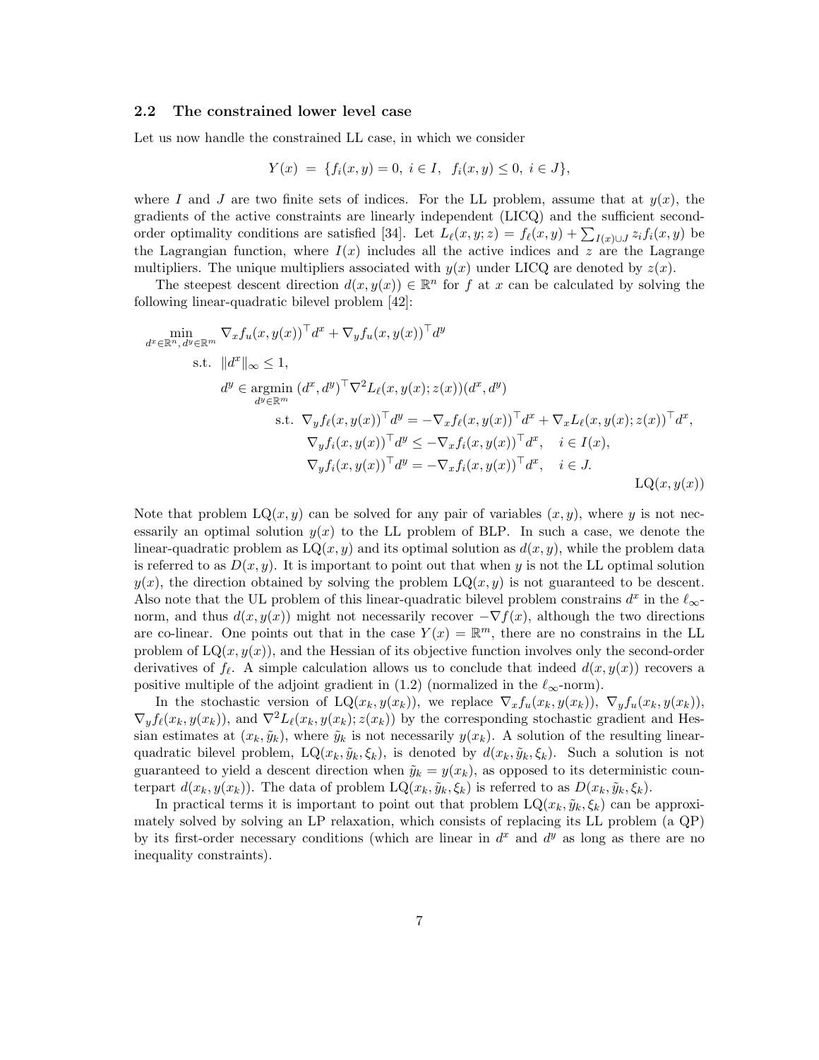### 2.2 The constrained lower level case

Let us now handle the constrained LL case, in which we consider

$$Y(x) \;=\; \{f_i(x,y) = 0,\; i \in I,\;\; f_i(x,y) \leq 0,\; i \in J\},$$

where $I$ and $J$ are two finite sets of indices. For the LL problem, assume that at $y(x)$, the gradients of the active constraints are linearly independent (LICQ) and the sufficient second-order optimality conditions are satisfied [34]. Let $L_\ell(x,y;z) = f_\ell(x,y) + \sum_{I(x)\cup J} z_i f_i(x,y)$ be the Lagrangian function, where $I(x)$ includes all the active indices and $z$ are the Lagrange multipliers. The unique multipliers associated with $y(x)$ under LICQ are denoted by $z(x)$.

The steepest descent direction $d(x,y(x)) \in \mathbb{R}^n$ for $f$ at $x$ can be calculated by solving the following linear-quadratic bilevel problem [42]:

$$\begin{aligned}
\min_{d^x\in\mathbb{R}^n,\, d^y\in\mathbb{R}^m} \;\; & \nabla_x f_u(x,y(x))^\top d^x + \nabla_y f_u(x,y(x))^\top d^y \\
\text{s.t.} \;\; & \|d^x\|_\infty \leq 1, \\
& d^y \in \operatorname*{argmin}_{d^y\in\mathbb{R}^m} \,(d^x,d^y)^\top \nabla^2 L_\ell(x,y(x);z(x))(d^x,d^y) \\
& \qquad \text{s.t. } \nabla_y f_\ell(x,y(x))^\top d^y = -\nabla_x f_\ell(x,y(x))^\top d^x + \nabla_x L_\ell(x,y(x);z(x))^\top d^x, \\
& \qquad\quad\;\; \nabla_y f_i(x,y(x))^\top d^y \leq -\nabla_x f_i(x,y(x))^\top d^x, \quad i \in I(x), \\
& \qquad\quad\;\; \nabla_y f_i(x,y(x))^\top d^y = -\nabla_x f_i(x,y(x))^\top d^x, \quad i \in J.
\end{aligned} \qquad \text{LQ}(x,y(x))$$

Note that problem $\text{LQ}(x,y)$ can be solved for any pair of variables $(x,y)$, where $y$ is not necessarily an optimal solution $y(x)$ to the LL problem of BLP. In such a case, we denote the linear-quadratic problem as $\text{LQ}(x,y)$ and its optimal solution as $d(x,y)$, while the problem data is referred to as $D(x,y)$. It is important to point out that when $y$ is not the LL optimal solution $y(x)$, the direction obtained by solving the problem $\text{LQ}(x,y)$ is not guaranteed to be descent. Also note that the UL problem of this linear-quadratic bilevel problem constrains $d^x$ in the $\ell_\infty$-norm, and thus $d(x,y(x))$ might not necessarily recover $-\nabla f(x)$, although the two directions are co-linear. One points out that in the case $Y(x) = \mathbb{R}^m$, there are no constrains in the LL problem of $\text{LQ}(x,y(x))$, and the Hessian of its objective function involves only the second-order derivatives of $f_\ell$. A simple calculation allows us to conclude that indeed $d(x,y(x))$ recovers a positive multiple of the adjoint gradient in (1.2) (normalized in the $\ell_\infty$-norm).

In the stochastic version of $\text{LQ}(x_k,y(x_k))$, we replace $\nabla_x f_u(x_k,y(x_k))$, $\nabla_y f_u(x_k,y(x_k))$, $\nabla_y f_\ell(x_k,y(x_k))$, and $\nabla^2 L_\ell(x_k,y(x_k);z(x_k))$ by the corresponding stochastic gradient and Hessian estimates at $(x_k,\tilde{y}_k)$, where $\tilde{y}_k$ is not necessarily $y(x_k)$. A solution of the resulting linear-quadratic bilevel problem, $\text{LQ}(x_k,\tilde{y}_k,\xi_k)$, is denoted by $d(x_k,\tilde{y}_k,\xi_k)$. Such a solution is not guaranteed to yield a descent direction when $\tilde{y}_k = y(x_k)$, as opposed to its deterministic counterpart $d(x_k,y(x_k))$. The data of problem $\text{LQ}(x_k,\tilde{y}_k,\xi_k)$ is referred to as $D(x_k,\tilde{y}_k,\xi_k)$.

In practical terms it is important to point out that problem $\text{LQ}(x_k,\tilde{y}_k,\xi_k)$ can be approximately solved by solving an LP relaxation, which consists of replacing its LL problem (a QP) by its first-order necessary conditions (which are linear in $d^x$ and $d^y$ as long as there are no inequality constraints).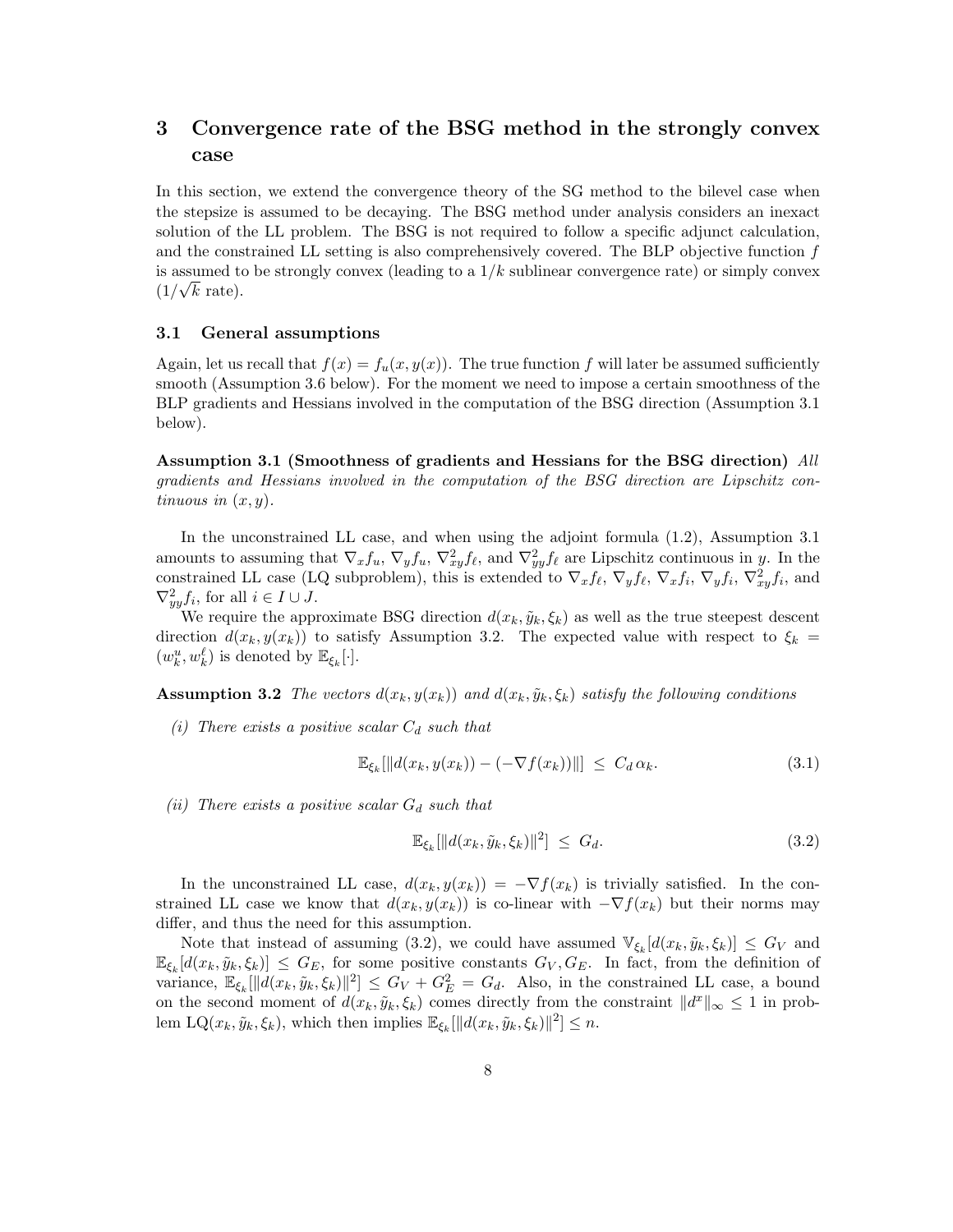# 3 Convergence rate of the BSG method in the strongly convex case

In this section, we extend the convergence theory of the SG method to the bilevel case when the stepsize is assumed to be decaying. The BSG method under analysis considers an inexact solution of the LL problem. The BSG is not required to follow a specific adjunct calculation, and the constrained LL setting is also comprehensively covered. The BLP objective function $f$ is assumed to be strongly convex (leading to a $1/k$ sublinear convergence rate) or simply convex ($1/\sqrt{k}$ rate).

## 3.1 General assumptions

Again, let us recall that $f(x) = f_u(x, y(x))$. The true function $f$ will later be assumed sufficiently smooth (Assumption 3.6 below). For the moment we need to impose a certain smoothness of the BLP gradients and Hessians involved in the computation of the BSG direction (Assumption 3.1 below).

**Assumption 3.1 (Smoothness of gradients and Hessians for the BSG direction)** *All gradients and Hessians involved in the computation of the BSG direction are Lipschitz continuous in $(x, y)$.*

In the unconstrained LL case, and when using the adjoint formula (1.2), Assumption 3.1 amounts to assuming that $\nabla_x f_u$, $\nabla_y f_u$, $\nabla^2_{xy} f_\ell$, and $\nabla^2_{yy} f_\ell$ are Lipschitz continuous in $y$. In the constrained LL case (LQ subproblem), this is extended to $\nabla_x f_\ell$, $\nabla_y f_\ell$, $\nabla_x f_i$, $\nabla_y f_i$, $\nabla^2_{xy} f_i$, and $\nabla^2_{yy} f_i$, for all $i \in I \cup J$.

We require the approximate BSG direction $d(x_k, \tilde{y}_k, \xi_k)$ as well as the true steepest descent direction $d(x_k, y(x_k))$ to satisfy Assumption 3.2. The expected value with respect to $\xi_k = (w^u_k, w^\ell_k)$ is denoted by $\mathbb{E}_{\xi_k}[\cdot]$.

**Assumption 3.2** *The vectors $d(x_k, y(x_k))$ and $d(x_k, \tilde{y}_k, \xi_k)$ satisfy the following conditions*

*(i) There exists a positive scalar $C_d$ such that*

$$\mathbb{E}_{\xi_k}[\|d(x_k, y(x_k)) - (-\nabla f(x_k))\|] \;\leq\; C_d\, \alpha_k. \tag{3.1}$$

*(ii) There exists a positive scalar $G_d$ such that*

$$\mathbb{E}_{\xi_k}[\|d(x_k, \tilde{y}_k, \xi_k)\|^2] \;\leq\; G_d. \tag{3.2}$$

In the unconstrained LL case, $d(x_k, y(x_k)) = -\nabla f(x_k)$ is trivially satisfied. In the constrained LL case we know that $d(x_k, y(x_k))$ is co-linear with $-\nabla f(x_k)$ but their norms may differ, and thus the need for this assumption.

Note that instead of assuming (3.2), we could have assumed $\mathbb{V}_{\xi_k}[d(x_k, \tilde{y}_k, \xi_k)] \leq G_V$ and $\mathbb{E}_{\xi_k}[d(x_k, \tilde{y}_k, \xi_k)] \leq G_E$, for some positive constants $G_V, G_E$. In fact, from the definition of variance, $\mathbb{E}_{\xi_k}[\|d(x_k, \tilde{y}_k, \xi_k)\|^2] \leq G_V + G_E^2 = G_d$. Also, in the constrained LL case, a bound on the second moment of $d(x_k, \tilde{y}_k, \xi_k)$ comes directly from the constraint $\|d^x\|_\infty \leq 1$ in problem $\mathrm{LQ}(x_k, \tilde{y}_k, \xi_k)$, which then implies $\mathbb{E}_{\xi_k}[\|d(x_k, \tilde{y}_k, \xi_k)\|^2] \leq n$.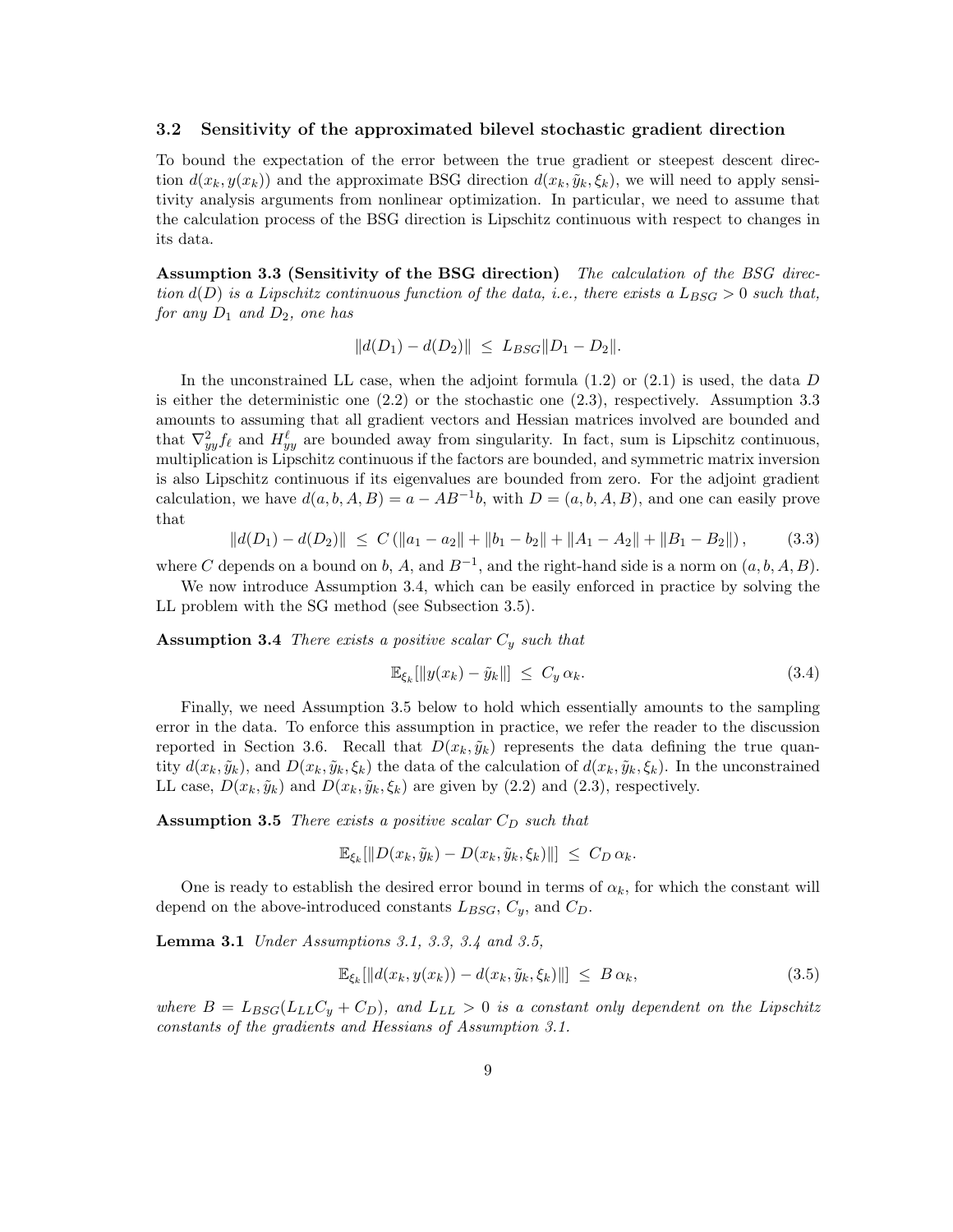### 3.2 Sensitivity of the approximated bilevel stochastic gradient direction

To bound the expectation of the error between the true gradient or steepest descent direction $d(x_k, y(x_k))$ and the approximate BSG direction $d(x_k, \tilde{y}_k, \xi_k)$, we will need to apply sensitivity analysis arguments from nonlinear optimization. In particular, we need to assume that the calculation process of the BSG direction is Lipschitz continuous with respect to changes in its data.

**Assumption 3.3 (Sensitivity of the BSG direction)** *The calculation of the BSG direction $d(D)$ is a Lipschitz continuous function of the data, i.e., there exists a $L_{BSG} > 0$ such that, for any $D_1$ and $D_2$, one has*

$$\|d(D_1) - d(D_2)\| \;\leq\; L_{BSG}\|D_1 - D_2\|.$$

In the unconstrained LL case, when the adjoint formula (1.2) or (2.1) is used, the data $D$ is either the deterministic one (2.2) or the stochastic one (2.3), respectively. Assumption 3.3 amounts to assuming that all gradient vectors and Hessian matrices involved are bounded and that $\nabla^2_{yy} f_\ell$ and $H^\ell_{yy}$ are bounded away from singularity. In fact, sum is Lipschitz continuous, multiplication is Lipschitz continuous if the factors are bounded, and symmetric matrix inversion is also Lipschitz continuous if its eigenvalues are bounded from zero. For the adjoint gradient calculation, we have $d(a, b, A, B) = a - AB^{-1}b$, with $D = (a, b, A, B)$, and one can easily prove that

$$\|d(D_1) - d(D_2)\| \;\leq\; C\left(\|a_1 - a_2\| + \|b_1 - b_2\| + \|A_1 - A_2\| + \|B_1 - B_2\|\right), \tag{3.3}$$

where $C$ depends on a bound on $b$, $A$, and $B^{-1}$, and the right-hand side is a norm on $(a, b, A, B)$.

We now introduce Assumption 3.4, which can be easily enforced in practice by solving the LL problem with the SG method (see Subsection 3.5).

**Assumption 3.4** *There exists a positive scalar $C_y$ such that*

$$\mathbb{E}_{\xi_k}[\|y(x_k) - \tilde{y}_k\|] \;\leq\; C_y\, \alpha_k. \tag{3.4}$$

Finally, we need Assumption 3.5 below to hold which essentially amounts to the sampling error in the data. To enforce this assumption in practice, we refer the reader to the discussion reported in Section 3.6. Recall that $D(x_k, \tilde{y}_k)$ represents the data defining the true quantity $d(x_k, \tilde{y}_k)$, and $D(x_k, \tilde{y}_k, \xi_k)$ the data of the calculation of $d(x_k, \tilde{y}_k, \xi_k)$. In the unconstrained LL case, $D(x_k, \tilde{y}_k)$ and $D(x_k, \tilde{y}_k, \xi_k)$ are given by (2.2) and (2.3), respectively.

**Assumption 3.5** *There exists a positive scalar $C_D$ such that*

$$\mathbb{E}_{\xi_k}[\|D(x_k, \tilde{y}_k) - D(x_k, \tilde{y}_k, \xi_k)\|] \;\leq\; C_D\, \alpha_k.$$

One is ready to establish the desired error bound in terms of $\alpha_k$, for which the constant will depend on the above-introduced constants $L_{BSG}$, $C_y$, and $C_D$.

**Lemma 3.1** *Under Assumptions 3.1, 3.3, 3.4 and 3.5,*

$$\mathbb{E}_{\xi_k}[\|d(x_k, y(x_k)) - d(x_k, \tilde{y}_k, \xi_k)\|] \;\leq\; B\, \alpha_k, \tag{3.5}$$

*where $B = L_{BSG}(L_{LL} C_y + C_D)$, and $L_{LL} > 0$ is a constant only dependent on the Lipschitz constants of the gradients and Hessians of Assumption 3.1.*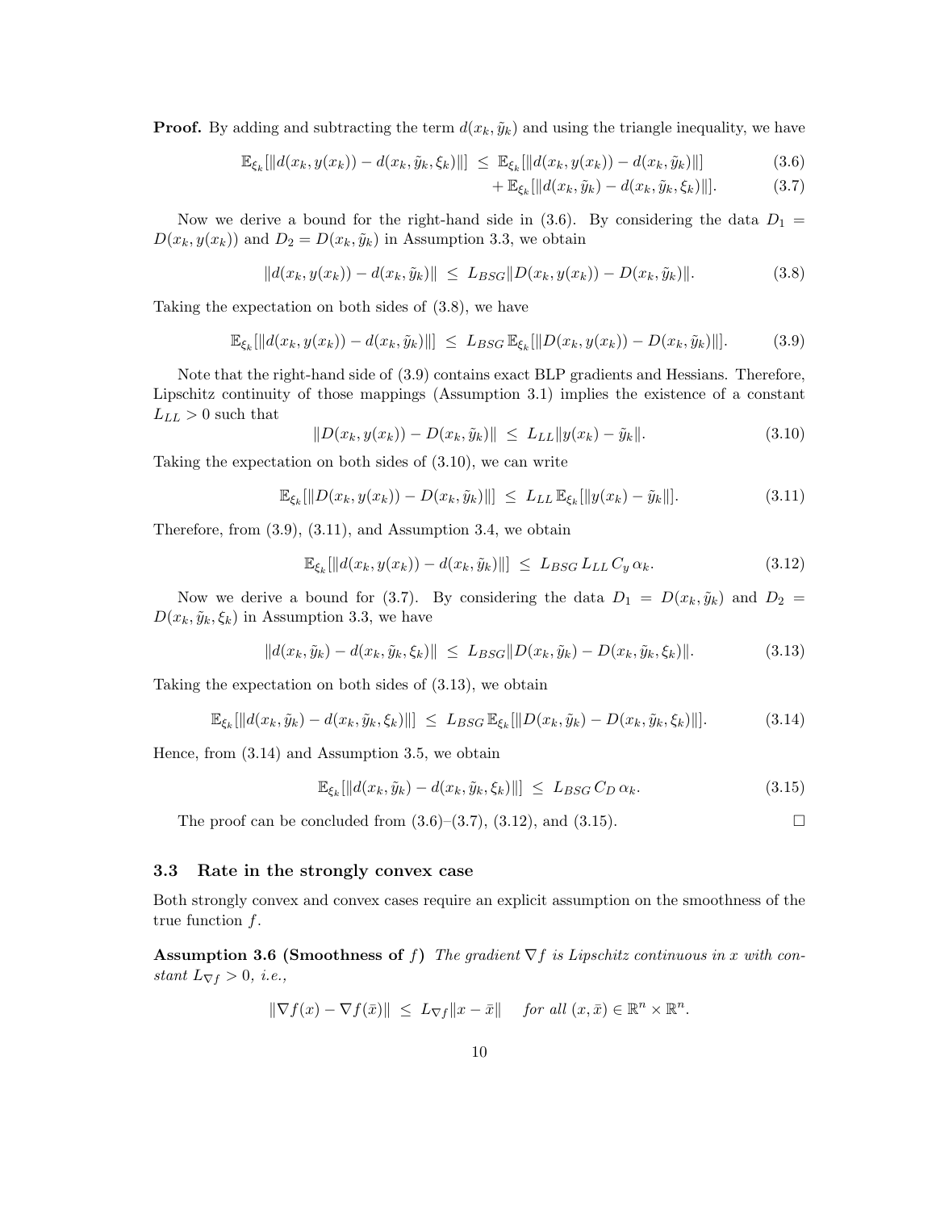**Proof.** By adding and subtracting the term $d(x_k, \tilde{y}_k)$ and using the triangle inequality, we have

$$
\begin{aligned}
\mathbb{E}_{\xi_k}[\|d(x_k, y(x_k)) - d(x_k, \tilde{y}_k, \xi_k)\|] \;\leq\; & \mathbb{E}_{\xi_k}[\|d(x_k, y(x_k)) - d(x_k, \tilde{y}_k)\|] & (3.6)\\
& + \mathbb{E}_{\xi_k}[\|d(x_k, \tilde{y}_k) - d(x_k, \tilde{y}_k, \xi_k)\|]. & (3.7)
\end{aligned}
$$

Now we derive a bound for the right-hand side in (3.6). By considering the data $D_1 = D(x_k, y(x_k))$ and $D_2 = D(x_k, \tilde{y}_k)$ in Assumption 3.3, we obtain

$$
\|d(x_k, y(x_k)) - d(x_k, \tilde{y}_k)\| \;\leq\; L_{BSG}\|D(x_k, y(x_k)) - D(x_k, \tilde{y}_k)\|. \tag{3.8}
$$

Taking the expectation on both sides of (3.8), we have

$$
\mathbb{E}_{\xi_k}[\|d(x_k, y(x_k)) - d(x_k, \tilde{y}_k)\|] \;\leq\; L_{BSG}\,\mathbb{E}_{\xi_k}[\|D(x_k, y(x_k)) - D(x_k, \tilde{y}_k)\|]. \tag{3.9}
$$

Note that the right-hand side of (3.9) contains exact BLP gradients and Hessians. Therefore, Lipschitz continuity of those mappings (Assumption 3.1) implies the existence of a constant $L_{LL} > 0$ such that

$$
\|D(x_k, y(x_k)) - D(x_k, \tilde{y}_k)\| \;\leq\; L_{LL}\|y(x_k) - \tilde{y}_k\|. \tag{3.10}
$$

Taking the expectation on both sides of (3.10), we can write

$$
\mathbb{E}_{\xi_k}[\|D(x_k, y(x_k)) - D(x_k, \tilde{y}_k)\|] \;\leq\; L_{LL}\,\mathbb{E}_{\xi_k}[\|y(x_k) - \tilde{y}_k\|]. \tag{3.11}
$$

Therefore, from (3.9), (3.11), and Assumption 3.4, we obtain

$$
\mathbb{E}_{\xi_k}[\|d(x_k, y(x_k)) - d(x_k, \tilde{y}_k)\|] \;\leq\; L_{BSG}\,L_{LL}\,C_y\,\alpha_k. \tag{3.12}
$$

Now we derive a bound for (3.7). By considering the data $D_1 = D(x_k, \tilde{y}_k)$ and $D_2 = D(x_k, \tilde{y}_k, \xi_k)$ in Assumption 3.3, we have

$$
\|d(x_k, \tilde{y}_k) - d(x_k, \tilde{y}_k, \xi_k)\| \;\leq\; L_{BSG}\|D(x_k, \tilde{y}_k) - D(x_k, \tilde{y}_k, \xi_k)\|. \tag{3.13}
$$

Taking the expectation on both sides of (3.13), we obtain

$$
\mathbb{E}_{\xi_k}[\|d(x_k, \tilde{y}_k) - d(x_k, \tilde{y}_k, \xi_k)\|] \;\leq\; L_{BSG}\,\mathbb{E}_{\xi_k}[\|D(x_k, \tilde{y}_k) - D(x_k, \tilde{y}_k, \xi_k)\|]. \tag{3.14}
$$

Hence, from (3.14) and Assumption 3.5, we obtain

$$
\mathbb{E}_{\xi_k}[\|d(x_k, \tilde{y}_k) - d(x_k, \tilde{y}_k, \xi_k)\|] \;\leq\; L_{BSG}\,C_D\,\alpha_k. \tag{3.15}
$$

The proof can be concluded from (3.6)–(3.7), (3.12), and (3.15). $\square$

### 3.3 Rate in the strongly convex case

Both strongly convex and convex cases require an explicit assumption on the smoothness of the true function $f$.

**Assumption 3.6 (Smoothness of $f$)** *The gradient $\nabla f$ is Lipschitz continuous in $x$ with constant $L_{\nabla f} > 0$, i.e.,*

$$
\|\nabla f(x) - \nabla f(\bar{x})\| \;\leq\; L_{\nabla f}\|x - \bar{x}\| \quad \textit{for all } (x, \bar{x}) \in \mathbb{R}^n \times \mathbb{R}^n.
$$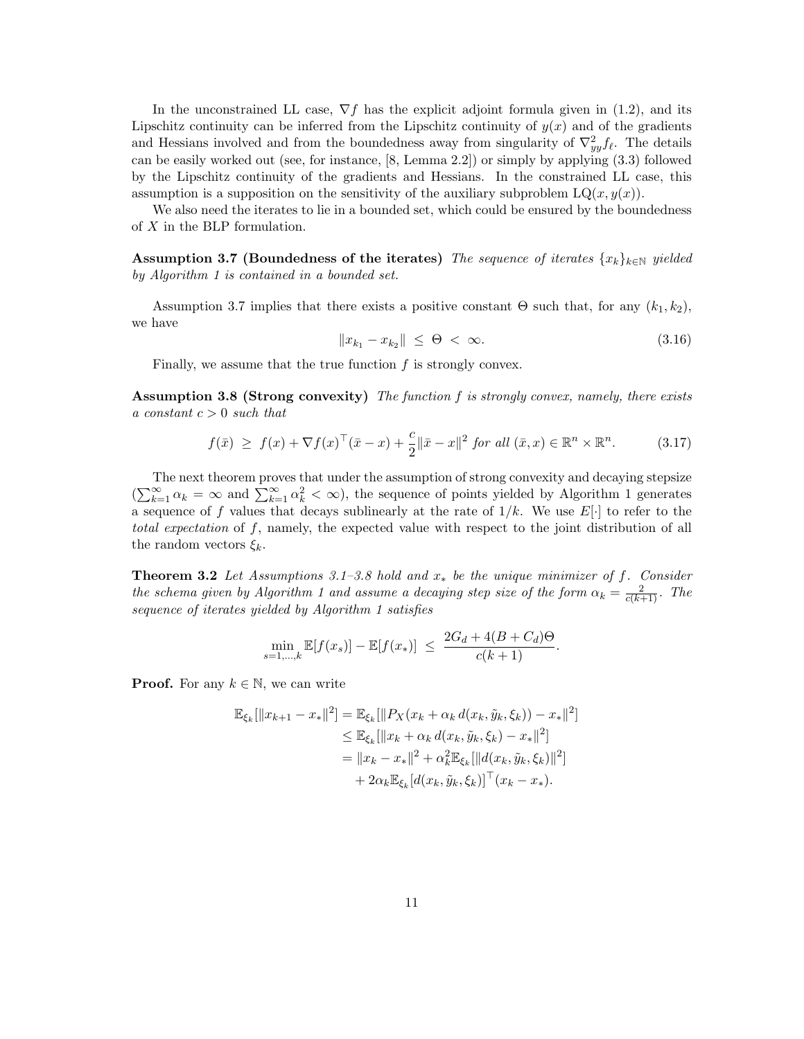In the unconstrained LL case, $\nabla f$ has the explicit adjoint formula given in (1.2), and its Lipschitz continuity can be inferred from the Lipschitz continuity of $y(x)$ and of the gradients and Hessians involved and from the boundedness away from singularity of $\nabla^2_{yy} f_\ell$. The details can be easily worked out (see, for instance, [8, Lemma 2.2]) or simply by applying (3.3) followed by the Lipschitz continuity of the gradients and Hessians. In the constrained LL case, this assumption is a supposition on the sensitivity of the auxiliary subproblem $\mathrm{LQ}(x, y(x))$.

We also need the iterates to lie in a bounded set, which could be ensured by the boundedness of $X$ in the BLP formulation.

**Assumption 3.7 (Boundedness of the iterates)** *The sequence of iterates $\{x_k\}_{k\in\mathbb{N}}$ yielded by Algorithm 1 is contained in a bounded set.*

Assumption 3.7 implies that there exists a positive constant $\Theta$ such that, for any $(k_1, k_2)$, we have

$$\|x_{k_1} - x_{k_2}\| \;\leq\; \Theta \;<\; \infty. \tag{3.16}$$

Finally, we assume that the true function $f$ is strongly convex.

**Assumption 3.8 (Strong convexity)** *The function $f$ is strongly convex, namely, there exists a constant $c > 0$ such that*

$$f(\bar{x}) \;\geq\; f(x) + \nabla f(x)^\top (\bar{x} - x) + \frac{c}{2}\|\bar{x} - x\|^2 \text{ for all } (\bar{x}, x) \in \mathbb{R}^n \times \mathbb{R}^n. \tag{3.17}$$

The next theorem proves that under the assumption of strong convexity and decaying stepsize ($\sum_{k=1}^\infty \alpha_k = \infty$ and $\sum_{k=1}^\infty \alpha_k^2 < \infty$), the sequence of points yielded by Algorithm 1 generates a sequence of $f$ values that decays sublinearly at the rate of $1/k$. We use $E[\cdot]$ to refer to the *total expectation* of $f$, namely, the expected value with respect to the joint distribution of all the random vectors $\xi_k$.

**Theorem 3.2** *Let Assumptions 3.1–3.8 hold and $x_*$ be the unique minimizer of $f$. Consider the schema given by Algorithm 1 and assume a decaying step size of the form $\alpha_k = \frac{2}{c(k+1)}$. The sequence of iterates yielded by Algorithm 1 satisfies*

$$\min_{s=1,\ldots,k} \mathbb{E}[f(x_s)] - \mathbb{E}[f(x_*)] \;\leq\; \frac{2G_d + 4(B + C_d)\Theta}{c(k+1)}.$$

**Proof.** For any $k \in \mathbb{N}$, we can write

$$\begin{aligned}
\mathbb{E}_{\xi_k}[\|x_{k+1} - x_*\|^2] &= \mathbb{E}_{\xi_k}[\|P_X(x_k + \alpha_k\, d(x_k, \tilde{y}_k, \xi_k)) - x_*\|^2] \\
&\leq \mathbb{E}_{\xi_k}[\|x_k + \alpha_k\, d(x_k, \tilde{y}_k, \xi_k) - x_*\|^2] \\
&= \|x_k - x_*\|^2 + \alpha_k^2 \mathbb{E}_{\xi_k}[\|d(x_k, \tilde{y}_k, \xi_k)\|^2] \\
&\quad + 2\alpha_k \mathbb{E}_{\xi_k}[d(x_k, \tilde{y}_k, \xi_k)]^\top (x_k - x_*).
\end{aligned}$$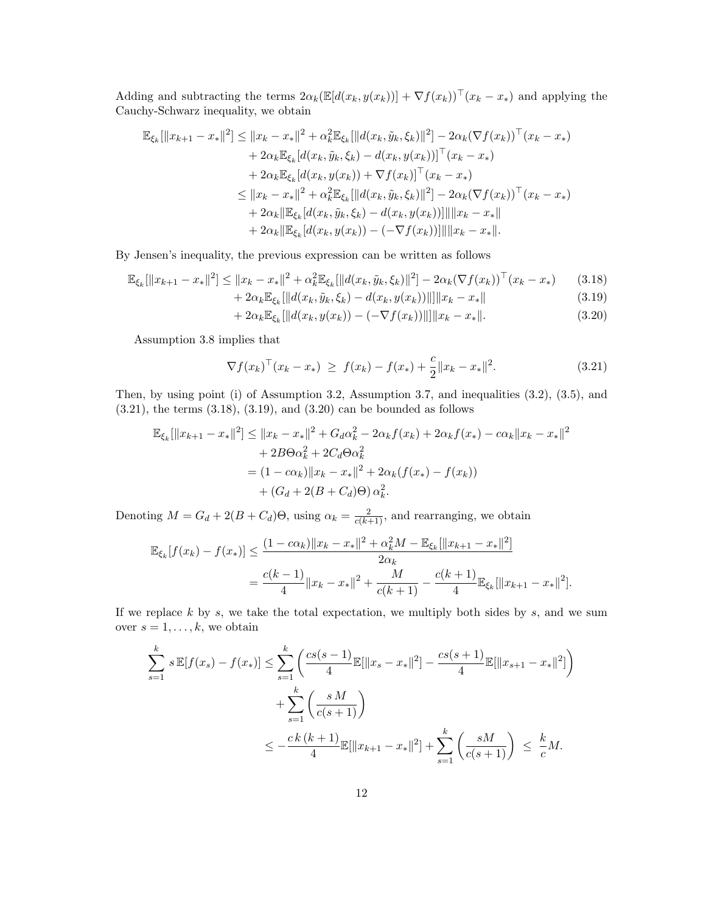Adding and subtracting the terms $2\alpha_k(\mathbb{E}[d(x_k, y(x_k))] + \nabla f(x_k))^\top (x_k - x_*)$ and applying the Cauchy-Schwarz inequality, we obtain

$$
\begin{aligned}
\mathbb{E}_{\xi_k}[\|x_{k+1} - x_*\|^2] &\leq \|x_k - x_*\|^2 + \alpha_k^2 \mathbb{E}_{\xi_k}[\|d(x_k, \tilde{y}_k, \xi_k)\|^2] - 2\alpha_k (\nabla f(x_k))^\top (x_k - x_*) \\
&\quad + 2\alpha_k \mathbb{E}_{\xi_k}[d(x_k, \tilde{y}_k, \xi_k) - d(x_k, y(x_k))]^\top (x_k - x_*) \\
&\quad + 2\alpha_k \mathbb{E}_{\xi_k}[d(x_k, y(x_k)) + \nabla f(x_k)]^\top (x_k - x_*) \\
&\leq \|x_k - x_*\|^2 + \alpha_k^2 \mathbb{E}_{\xi_k}[\|d(x_k, \tilde{y}_k, \xi_k)\|^2] - 2\alpha_k (\nabla f(x_k))^\top (x_k - x_*) \\
&\quad + 2\alpha_k \|\mathbb{E}_{\xi_k}[d(x_k, \tilde{y}_k, \xi_k) - d(x_k, y(x_k))]\| \|x_k - x_*\| \\
&\quad + 2\alpha_k \|\mathbb{E}_{\xi_k}[d(x_k, y(x_k)) - (-\nabla f(x_k))]\| \|x_k - x_*\|.
\end{aligned}
$$

By Jensen's inequality, the previous expression can be written as follows

$$
\mathbb{E}_{\xi_k}[\|x_{k+1} - x_*\|^2] \leq \|x_k - x_*\|^2 + \alpha_k^2 \mathbb{E}_{\xi_k}[\|d(x_k, \tilde{y}_k, \xi_k)\|^2] - 2\alpha_k (\nabla f(x_k))^\top (x_k - x_*) \tag{3.18}
$$

$$
+ 2\alpha_k \mathbb{E}_{\xi_k}[\|d(x_k, \tilde{y}_k, \xi_k) - d(x_k, y(x_k))\|] \|x_k - x_*\| \tag{3.19}
$$

$$
+ 2\alpha_k \mathbb{E}_{\xi_k}[\|d(x_k, y(x_k)) - (-\nabla f(x_k))\|] \|x_k - x_*\|. \tag{3.20}
$$

Assumption 3.8 implies that

$$
\nabla f(x_k)^\top (x_k - x_*) \;\geq\; f(x_k) - f(x_*) + \frac{c}{2}\|x_k - x_*\|^2. \tag{3.21}
$$

Then, by using point (i) of Assumption 3.2, Assumption 3.7, and inequalities (3.2), (3.5), and (3.21), the terms (3.18), (3.19), and (3.20) can be bounded as follows

$$
\begin{aligned}
\mathbb{E}_{\xi_k}[\|x_{k+1} - x_*\|^2] &\leq \|x_k - x_*\|^2 + G_d \alpha_k^2 - 2\alpha_k f(x_k) + 2\alpha_k f(x_*) - c\alpha_k \|x_k - x_*\|^2 \\
&\quad + 2B\Theta\alpha_k^2 + 2C_d\Theta\alpha_k^2 \\
&= (1 - c\alpha_k)\|x_k - x_*\|^2 + 2\alpha_k (f(x_*) - f(x_k)) \\
&\quad + (G_d + 2(B + C_d)\Theta)\, \alpha_k^2.
\end{aligned}
$$

Denoting $M = G_d + 2(B + C_d)\Theta$, using $\alpha_k = \frac{2}{c(k+1)}$, and rearranging, we obtain

$$
\begin{aligned}
\mathbb{E}_{\xi_k}[f(x_k) - f(x_*)] &\leq \frac{(1 - c\alpha_k)\|x_k - x_*\|^2 + \alpha_k^2 M - \mathbb{E}_{\xi_k}[\|x_{k+1} - x_*\|^2]}{2\alpha_k} \\
&= \frac{c(k-1)}{4}\|x_k - x_*\|^2 + \frac{M}{c(k+1)} - \frac{c(k+1)}{4}\mathbb{E}_{\xi_k}[\|x_{k+1} - x_*\|^2].
\end{aligned}
$$

If we replace $k$ by $s$, we take the total expectation, we multiply both sides by $s$, and we sum over $s = 1, \ldots, k$, we obtain

$$
\begin{aligned}
\sum_{s=1}^{k} s\, \mathbb{E}[f(x_s) - f(x_*)] &\leq \sum_{s=1}^{k} \left( \frac{cs(s-1)}{4}\mathbb{E}[\|x_s - x_*\|^2] - \frac{cs(s+1)}{4}\mathbb{E}[\|x_{s+1} - x_*\|^2] \right) \\
&\quad + \sum_{s=1}^{k} \left( \frac{s\, M}{c(s+1)} \right) \\
&\leq -\frac{c\, k\, (k+1)}{4}\mathbb{E}[\|x_{k+1} - x_*\|^2] + \sum_{s=1}^{k} \left( \frac{sM}{c(s+1)} \right) \;\leq\; \frac{k}{c} M.
\end{aligned}
$$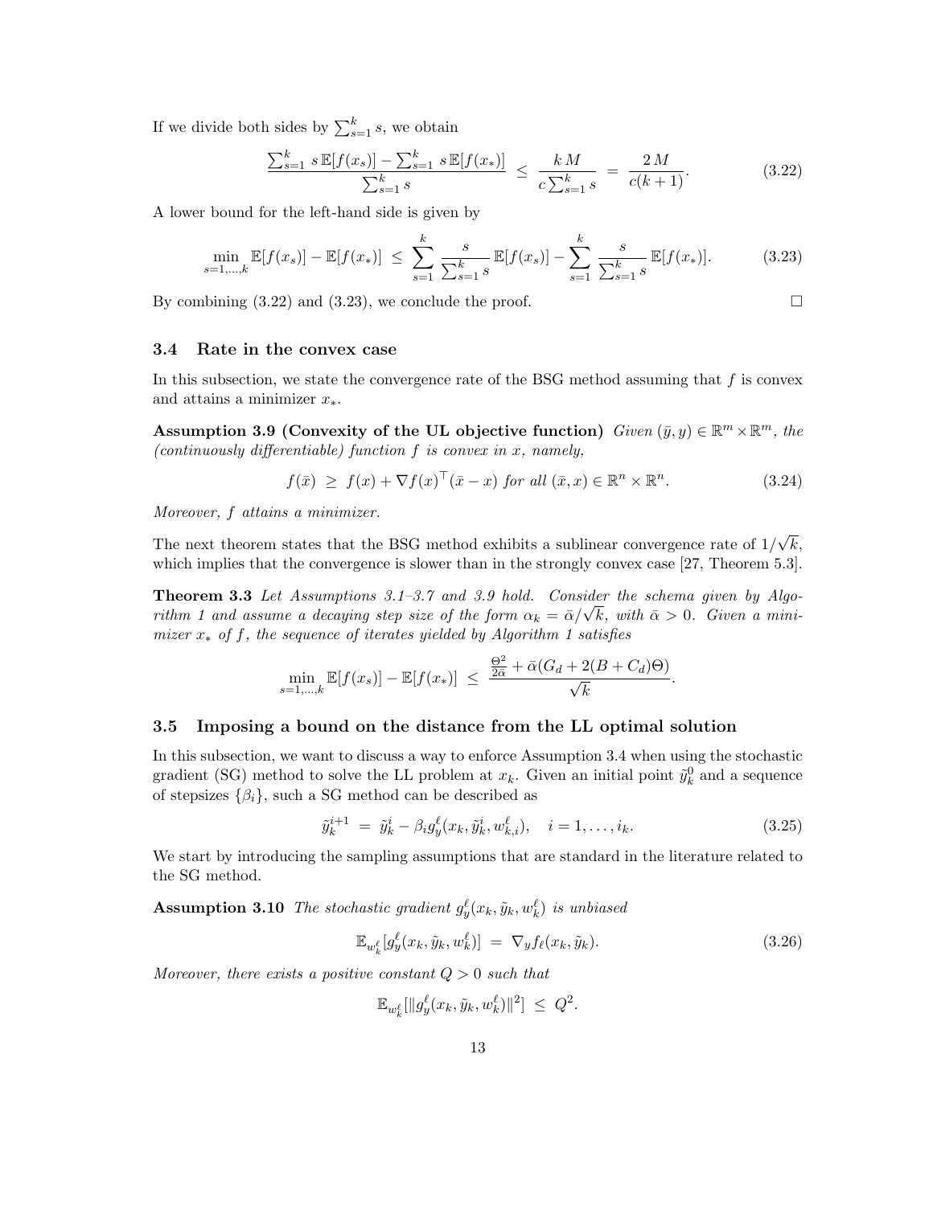If we divide both sides by $\sum_{s=1}^{k} s$, we obtain

$$\frac{\sum_{s=1}^{k} s\,\mathbb{E}[f(x_s)] - \sum_{s=1}^{k} s\,\mathbb{E}[f(x_*)]}{\sum_{s=1}^{k} s} \;\leq\; \frac{k\,M}{c\sum_{s=1}^{k} s} \;=\; \frac{2\,M}{c(k+1)}. \tag{3.22}$$

A lower bound for the left-hand side is given by

$$\min_{s=1,\ldots,k} \mathbb{E}[f(x_s)] - \mathbb{E}[f(x_*)] \;\leq\; \sum_{s=1}^{k} \frac{s}{\sum_{s=1}^{k} s}\,\mathbb{E}[f(x_s)] - \sum_{s=1}^{k} \frac{s}{\sum_{s=1}^{k} s}\,\mathbb{E}[f(x_*)]. \tag{3.23}$$

By combining (3.22) and (3.23), we conclude the proof. $\square$

### 3.4 Rate in the convex case

In this subsection, we state the convergence rate of the BSG method assuming that $f$ is convex and attains a minimizer $x_*$.

**Assumption 3.9 (Convexity of the UL objective function)** *Given $(\bar{y}, y) \in \mathbb{R}^m \times \mathbb{R}^m$, the (continuously differentiable) function $f$ is convex in $x$, namely,*

$$f(\bar{x}) \;\geq\; f(x) + \nabla f(x)^\top (\bar{x} - x) \text{ for all } (\bar{x}, x) \in \mathbb{R}^n \times \mathbb{R}^n. \tag{3.24}$$

*Moreover, $f$ attains a minimizer.*

The next theorem states that the BSG method exhibits a sublinear convergence rate of $1/\sqrt{k}$, which implies that the convergence is slower than in the strongly convex case [27, Theorem 5.3].

**Theorem 3.3** *Let Assumptions 3.1–3.7 and 3.9 hold. Consider the schema given by Algorithm 1 and assume a decaying step size of the form $\alpha_k = \bar{\alpha}/\sqrt{k}$, with $\bar{\alpha} > 0$. Given a minimizer $x_*$ of $f$, the sequence of iterates yielded by Algorithm 1 satisfies*

$$\min_{s=1,\ldots,k} \mathbb{E}[f(x_s)] - \mathbb{E}[f(x_*)] \;\leq\; \frac{\frac{\Theta^2}{2\bar{\alpha}} + \bar{\alpha}(G_d + 2(B + C_d)\Theta)}{\sqrt{k}}.$$

### 3.5 Imposing a bound on the distance from the LL optimal solution

In this subsection, we want to discuss a way to enforce Assumption 3.4 when using the stochastic gradient (SG) method to solve the LL problem at $x_k$. Given an initial point $\tilde{y}_k^0$ and a sequence of stepsizes $\{\beta_i\}$, such a SG method can be described as

$$\tilde{y}_k^{i+1} \;=\; \tilde{y}_k^i - \beta_i g_y^\ell(x_k, \tilde{y}_k^i, w_{k,i}^\ell), \quad i = 1, \ldots, i_k. \tag{3.25}$$

We start by introducing the sampling assumptions that are standard in the literature related to the SG method.

**Assumption 3.10** *The stochastic gradient $g_y^\ell(x_k, \tilde{y}_k, w_k^\ell)$ is unbiased*

$$\mathbb{E}_{w_k^\ell}[g_y^\ell(x_k, \tilde{y}_k, w_k^\ell)] \;=\; \nabla_y f_\ell(x_k, \tilde{y}_k). \tag{3.26}$$

*Moreover, there exists a positive constant $Q > 0$ such that*

$$\mathbb{E}_{w_k^\ell}[\|g_y^\ell(x_k, \tilde{y}_k, w_k^\ell)\|^2] \;\leq\; Q^2.$$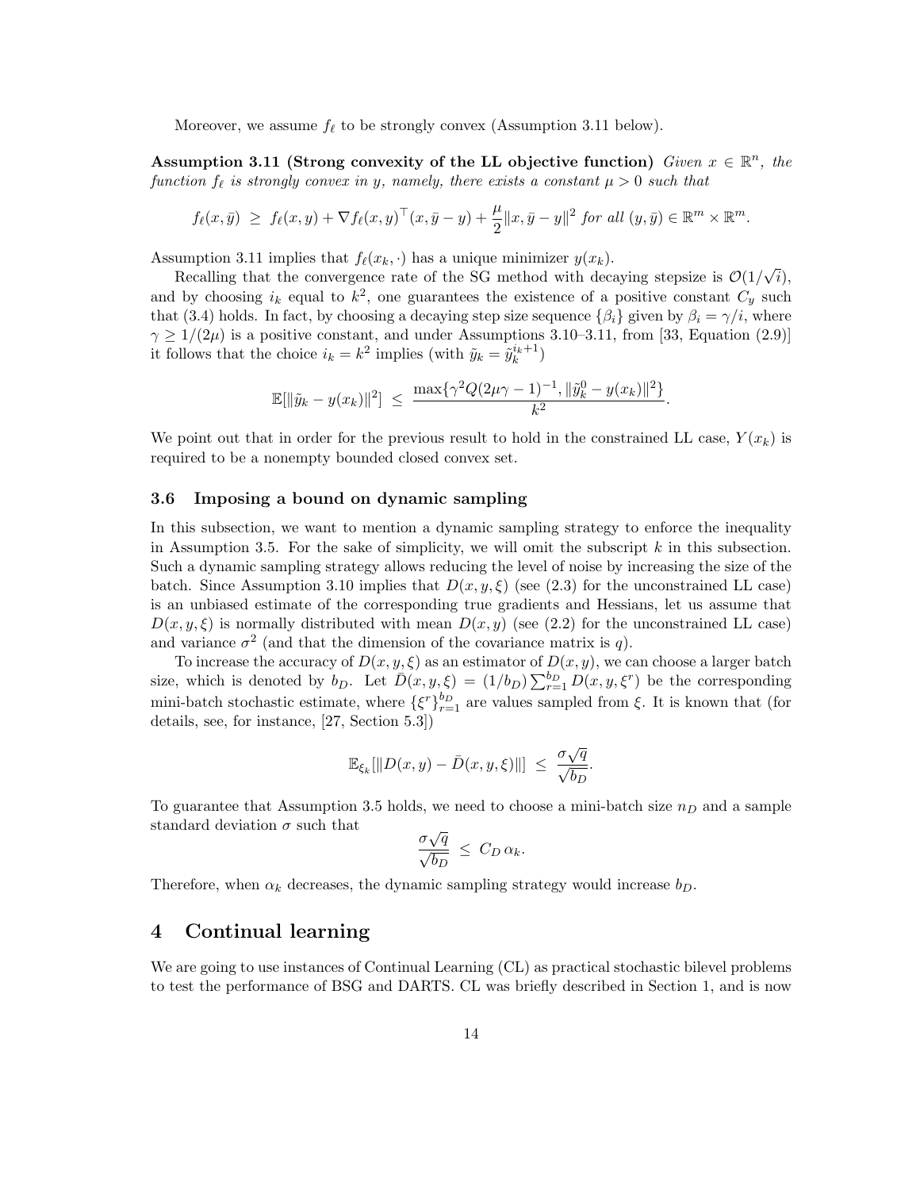Moreover, we assume $f_\ell$ to be strongly convex (Assumption 3.11 below).

**Assumption 3.11 (Strong convexity of the LL objective function)** *Given $x \in \mathbb{R}^n$, the function $f_\ell$ is strongly convex in $y$, namely, there exists a constant $\mu > 0$ such that*

$$f_\ell(x, \bar{y}) \;\geq\; f_\ell(x, y) + \nabla f_\ell(x, y)^\top (x, \bar{y} - y) + \frac{\mu}{2}\|x, \bar{y} - y\|^2 \text{ for all } (y, \bar{y}) \in \mathbb{R}^m \times \mathbb{R}^m.$$

Assumption 3.11 implies that $f_\ell(x_k, \cdot)$ has a unique minimizer $y(x_k)$.

Recalling that the convergence rate of the SG method with decaying stepsize is $\mathcal{O}(1/\sqrt{i})$, and by choosing $i_k$ equal to $k^2$, one guarantees the existence of a positive constant $C_y$ such that (3.4) holds. In fact, by choosing a decaying step size sequence $\{\beta_i\}$ given by $\beta_i = \gamma/i$, where $\gamma \geq 1/(2\mu)$ is a positive constant, and under Assumptions 3.10–3.11, from [33, Equation (2.9)] it follows that the choice $i_k = k^2$ implies (with $\tilde{y}_k = \tilde{y}_k^{i_k+1}$)

$$\mathbb{E}[\|\tilde{y}_k - y(x_k)\|^2] \;\leq\; \frac{\max\{\gamma^2 Q(2\mu\gamma - 1)^{-1}, \|\tilde{y}_k^0 - y(x_k)\|^2\}}{k^2}.$$

We point out that in order for the previous result to hold in the constrained LL case, $Y(x_k)$ is required to be a nonempty bounded closed convex set.

### 3.6 Imposing a bound on dynamic sampling

In this subsection, we want to mention a dynamic sampling strategy to enforce the inequality in Assumption 3.5. For the sake of simplicity, we will omit the subscript $k$ in this subsection. Such a dynamic sampling strategy allows reducing the level of noise by increasing the size of the batch. Since Assumption 3.10 implies that $D(x, y, \xi)$ (see (2.3) for the unconstrained LL case) is an unbiased estimate of the corresponding true gradients and Hessians, let us assume that $D(x, y, \xi)$ is normally distributed with mean $D(x, y)$ (see (2.2) for the unconstrained LL case) and variance $\sigma^2$ (and that the dimension of the covariance matrix is $q$).

To increase the accuracy of $D(x, y, \xi)$ as an estimator of $D(x, y)$, we can choose a larger batch size, which is denoted by $b_D$. Let $\bar{D}(x, y, \xi) = (1/b_D)\sum_{r=1}^{b_D} D(x, y, \xi^r)$ be the corresponding mini-batch stochastic estimate, where $\{\xi^r\}_{r=1}^{b_D}$ are values sampled from $\xi$. It is known that (for details, see, for instance, [27, Section 5.3])

$$\mathbb{E}_{\xi_k}[\|D(x, y) - \bar{D}(x, y, \xi)\|] \;\leq\; \frac{\sigma\sqrt{q}}{\sqrt{b_D}}.$$

To guarantee that Assumption 3.5 holds, we need to choose a mini-batch size $n_D$ and a sample standard deviation $\sigma$ such that

$$\frac{\sigma\sqrt{q}}{\sqrt{b_D}} \;\leq\; C_D\,\alpha_k.$$

Therefore, when $\alpha_k$ decreases, the dynamic sampling strategy would increase $b_D$.

## 4 Continual learning

We are going to use instances of Continual Learning (CL) as practical stochastic bilevel problems to test the performance of BSG and DARTS. CL was briefly described in Section 1, and is now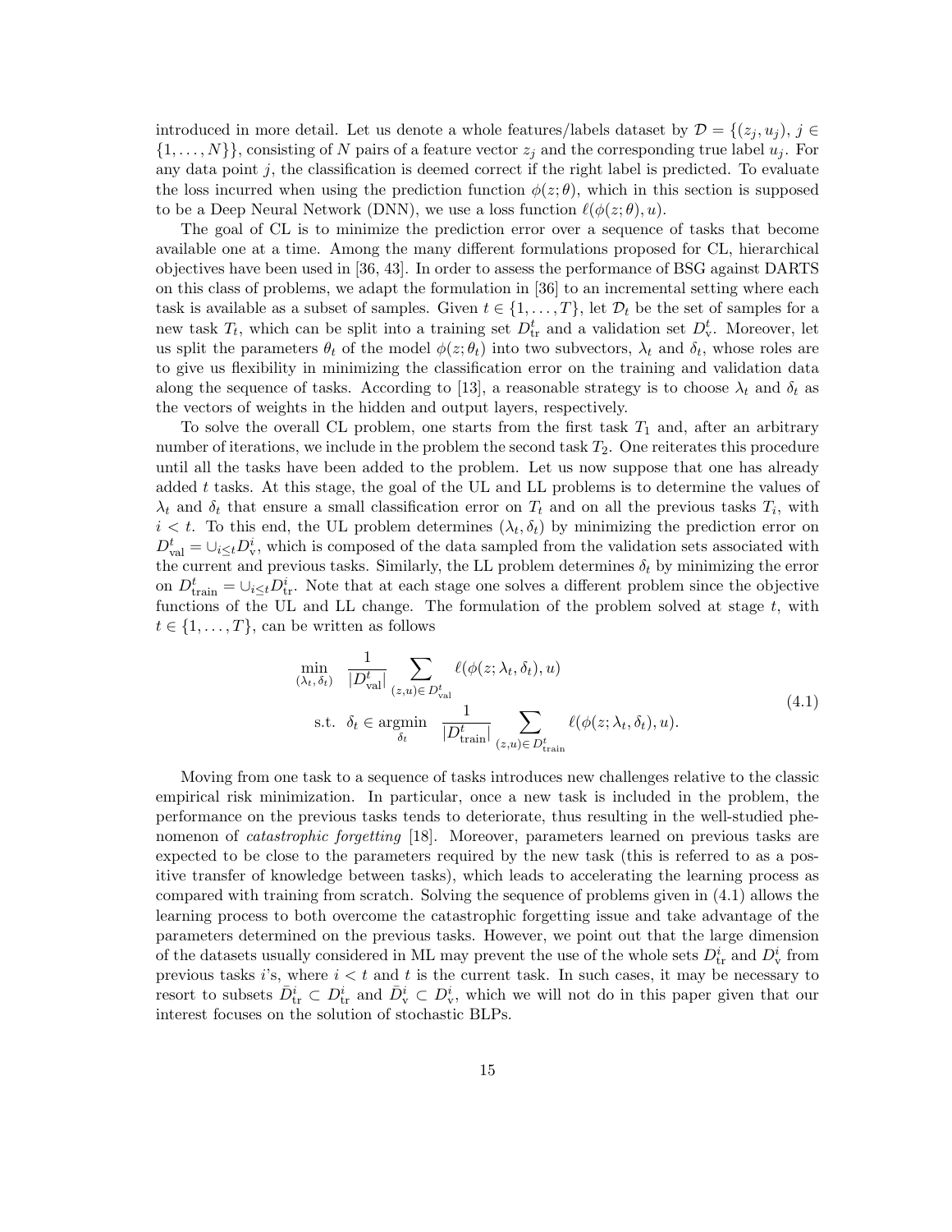introduced in more detail. Let us denote a whole features/labels dataset by $\mathcal{D} = \{(z_j, u_j),\, j \in \{1, \ldots, N\}\}$, consisting of $N$ pairs of a feature vector $z_j$ and the corresponding true label $u_j$. For any data point $j$, the classification is deemed correct if the right label is predicted. To evaluate the loss incurred when using the prediction function $\phi(z;\theta)$, which in this section is supposed to be a Deep Neural Network (DNN), we use a loss function $\ell(\phi(z;\theta), u)$.

The goal of CL is to minimize the prediction error over a sequence of tasks that become available one at a time. Among the many different formulations proposed for CL, hierarchical objectives have been used in [36, 43]. In order to assess the performance of BSG against DARTS on this class of problems, we adapt the formulation in [36] to an incremental setting where each task is available as a subset of samples. Given $t \in \{1, \ldots, T\}$, let $\mathcal{D}_t$ be the set of samples for a new task $T_t$, which can be split into a training set $D^t_{\rm tr}$ and a validation set $D^t_{\rm v}$. Moreover, let us split the parameters $\theta_t$ of the model $\phi(z;\theta_t)$ into two subvectors, $\lambda_t$ and $\delta_t$, whose roles are to give us flexibility in minimizing the classification error on the training and validation data along the sequence of tasks. According to [13], a reasonable strategy is to choose $\lambda_t$ and $\delta_t$ as the vectors of weights in the hidden and output layers, respectively.

To solve the overall CL problem, one starts from the first task $T_1$ and, after an arbitrary number of iterations, we include in the problem the second task $T_2$. One reiterates this procedure until all the tasks have been added to the problem. Let us now suppose that one has already added $t$ tasks. At this stage, the goal of the UL and LL problems is to determine the values of $\lambda_t$ and $\delta_t$ that ensure a small classification error on $T_t$ and on all the previous tasks $T_i$, with $i < t$. To this end, the UL problem determines $(\lambda_t, \delta_t)$ by minimizing the prediction error on $D^t_{\rm val} = \cup_{i \le t} D^i_{\rm v}$, which is composed of the data sampled from the validation sets associated with the current and previous tasks. Similarly, the LL problem determines $\delta_t$ by minimizing the error on $D^t_{\rm train} = \cup_{i \le t} D^i_{\rm tr}$. Note that at each stage one solves a different problem since the objective functions of the UL and LL change. The formulation of the problem solved at stage $t$, with $t \in \{1, \ldots, T\}$, can be written as follows

$$
\begin{aligned}
\min_{(\lambda_t,\, \delta_t)} \quad & \frac{1}{|D^t_{\rm val}|} \sum_{(z,u) \in D^t_{\rm val}} \ell(\phi(z;\lambda_t,\delta_t), u) \\
\text{s.t.} \quad & \delta_t \in \operatorname*{argmin}_{\delta_t} \quad \frac{1}{|D^t_{\rm train}|} \sum_{(z,u) \in D^t_{\rm train}} \ell(\phi(z;\lambda_t,\delta_t), u).
\end{aligned}
\tag{4.1}
$$

Moving from one task to a sequence of tasks introduces new challenges relative to the classic empirical risk minimization. In particular, once a new task is included in the problem, the performance on the previous tasks tends to deteriorate, thus resulting in the well-studied phenomenon of *catastrophic forgetting* [18]. Moreover, parameters learned on previous tasks are expected to be close to the parameters required by the new task (this is referred to as a positive transfer of knowledge between tasks), which leads to accelerating the learning process as compared with training from scratch. Solving the sequence of problems given in (4.1) allows the learning process to both overcome the catastrophic forgetting issue and take advantage of the parameters determined on the previous tasks. However, we point out that the large dimension of the datasets usually considered in ML may prevent the use of the whole sets $D^i_{\rm tr}$ and $D^i_{\rm v}$ from previous tasks $i$'s, where $i < t$ and $t$ is the current task. In such cases, it may be necessary to resort to subsets $\bar{D}^i_{\rm tr} \subset D^i_{\rm tr}$ and $\bar{D}^i_{\rm v} \subset D^i_{\rm v}$, which we will not do in this paper given that our interest focuses on the solution of stochastic BLPs.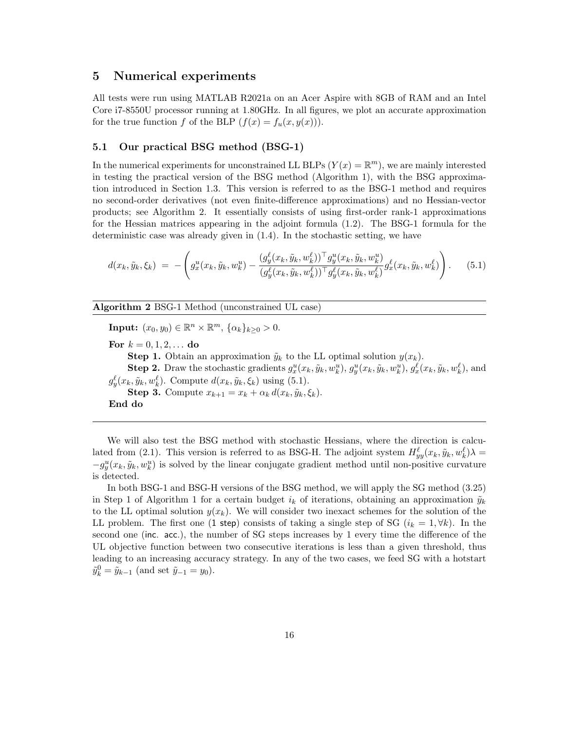## 5 Numerical experiments

All tests were run using MATLAB R2021a on an Acer Aspire with 8GB of RAM and an Intel Core i7-8550U processor running at 1.80GHz. In all figures, we plot an accurate approximation for the true function $f$ of the BLP ($f(x) = f_u(x, y(x))$).

### 5.1 Our practical BSG method (BSG-1)

In the numerical experiments for unconstrained LL BLPs ($Y(x) = \mathbb{R}^m$), we are mainly interested in testing the practical version of the BSG method (Algorithm 1), with the BSG approximation introduced in Section 1.3. This version is referred to as the BSG-1 method and requires no second-order derivatives (not even finite-difference approximations) and no Hessian-vector products; see Algorithm 2. It essentially consists of using first-order rank-1 approximations for the Hessian matrices appearing in the adjoint formula (1.2). The BSG-1 formula for the deterministic case was already given in (1.4). In the stochastic setting, we have

$$d(x_k, \tilde{y}_k, \xi_k) \;=\; -\left( g_x^u(x_k, \tilde{y}_k, w_k^u) - \frac{(g_y^\ell(x_k, \tilde{y}_k, w_k^\ell))^\top g_y^u(x_k, \tilde{y}_k, w_k^u)}{(g_y^\ell(x_k, \tilde{y}_k, w_k^\ell))^\top g_y^\ell(x_k, \tilde{y}_k, w_k^\ell)} g_x^\ell(x_k, \tilde{y}_k, w_k^\ell) \right). \qquad (5.1)$$

---

**Algorithm 2** BSG-1 Method (unconstrained UL case)

---

**Input:** $(x_0, y_0) \in \mathbb{R}^n \times \mathbb{R}^m$, $\{\alpha_k\}_{k \geq 0} > 0$.

**For** $k = 0, 1, 2, \ldots$ **do**

  **Step 1.** Obtain an approximation $\tilde{y}_k$ to the LL optimal solution $y(x_k)$.

  **Step 2.** Draw the stochastic gradients $g_x^u(x_k, \tilde{y}_k, w_k^u)$, $g_y^u(x_k, \tilde{y}_k, w_k^u)$, $g_x^\ell(x_k, \tilde{y}_k, w_k^\ell)$, and $g_y^\ell(x_k, \tilde{y}_k, w_k^\ell)$. Compute $d(x_k, \tilde{y}_k, \xi_k)$ using (5.1).

  **Step 3.** Compute $x_{k+1} = x_k + \alpha_k \, d(x_k, \tilde{y}_k, \xi_k)$.

**End do**

---

We will also test the BSG method with stochastic Hessians, where the direction is calculated from (2.1). This version is referred to as BSG-H. The adjoint system $H_{yy}^\ell(x_k, \tilde{y}_k, w_k^\ell)\lambda = -g_y^u(x_k, \tilde{y}_k, w_k^u)$ is solved by the linear conjugate gradient method until non-positive curvature is detected.

In both BSG-1 and BSG-H versions of the BSG method, we will apply the SG method (3.25) in Step 1 of Algorithm 1 for a certain budget $i_k$ of iterations, obtaining an approximation $\tilde{y}_k$ to the LL optimal solution $y(x_k)$. We will consider two inexact schemes for the solution of the LL problem. The first one (1 step) consists of taking a single step of SG ($i_k = 1, \forall k$). In the second one (inc. acc.), the number of SG steps increases by 1 every time the difference of the UL objective function between two consecutive iterations is less than a given threshold, thus leading to an increasing accuracy strategy. In any of the two cases, we feed SG with a hotstart $\tilde{y}_k^0 = \tilde{y}_{k-1}$ (and set $\tilde{y}_{-1} = y_0$).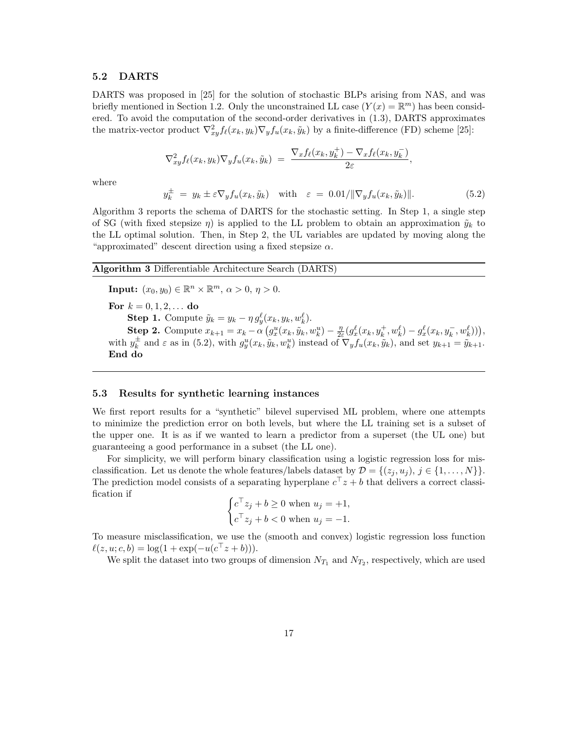### 5.2 DARTS

DARTS was proposed in [25] for the solution of stochastic BLPs arising from NAS, and was briefly mentioned in Section 1.2. Only the unconstrained LL case ($Y(x) = \mathbb{R}^m$) has been considered. To avoid the computation of the second-order derivatives in (1.3), DARTS approximates the matrix-vector product $\nabla^2_{xy} f_\ell(x_k, y_k) \nabla_y f_u(x_k, \tilde{y}_k)$ by a finite-difference (FD) scheme [25]:

$$\nabla^2_{xy} f_\ell(x_k, y_k) \nabla_y f_u(x_k, \tilde{y}_k) \;=\; \frac{\nabla_x f_\ell(x_k, y_k^+) - \nabla_x f_\ell(x_k, y_k^-)}{2\varepsilon},$$

where

$$y_k^{\pm} \;=\; y_k \pm \varepsilon \nabla_y f_u(x_k, \tilde{y}_k) \quad \text{with} \quad \varepsilon \;=\; 0.01/\|\nabla_y f_u(x_k, \tilde{y}_k)\|. \tag{5.2}$$

Algorithm 3 reports the schema of DARTS for the stochastic setting. In Step 1, a single step of SG (with fixed stepsize $\eta$) is applied to the LL problem to obtain an approximation $\tilde{y}_k$ to the LL optimal solution. Then, in Step 2, the UL variables are updated by moving along the "approximated" descent direction using a fixed stepsize $\alpha$.

---

**Algorithm 3** Differentiable Architecture Search (DARTS)

---

**Input:** $(x_0, y_0) \in \mathbb{R}^n \times \mathbb{R}^m$, $\alpha > 0$, $\eta > 0$.

**For** $k = 0, 1, 2, \ldots$ **do**

**Step 1.** Compute $\tilde{y}_k = y_k - \eta\, g_y^\ell(x_k, y_k, w_k^\ell)$.

**Step 2.** Compute $x_{k+1} = x_k - \alpha\left(g_x^u(x_k, \tilde{y}_k, w_k^u) - \frac{\eta}{2\varepsilon}\left(g_x^\ell(x_k, y_k^+, w_k^\ell) - g_x^\ell(x_k, y_k^-, w_k^\ell)\right)\right)$, with $y_k^{\pm}$ and $\varepsilon$ as in (5.2), with $g_y^u(x_k, \tilde{y}_k, w_k^u)$ instead of $\nabla_y f_u(x_k, \tilde{y}_k)$, and set $y_{k+1} = \tilde{y}_{k+1}$.

**End do**

---

### 5.3 Results for synthetic learning instances

We first report results for a "synthetic" bilevel supervised ML problem, where one attempts to minimize the prediction error on both levels, but where the LL training set is a subset of the upper one. It is as if we wanted to learn a predictor from a superset (the UL one) but guaranteeing a good performance in a subset (the LL one).

For simplicity, we will perform binary classification using a logistic regression loss for misclassification. Let us denote the whole features/labels dataset by $\mathcal{D} = \{(z_j, u_j),\, j \in \{1, \ldots, N\}\}$. The prediction model consists of a separating hyperplane $c^\top z + b$ that delivers a correct classification if

$$\begin{cases} c^\top z_j + b \geq 0 \text{ when } u_j = +1, \\ c^\top z_j + b < 0 \text{ when } u_j = -1. \end{cases}$$

To measure misclassification, we use the (smooth and convex) logistic regression loss function $\ell(z, u; c, b) = \log(1 + \exp(-u(c^\top z + b)))$.

We split the dataset into two groups of dimension $N_{T_1}$ and $N_{T_2}$, respectively, which are used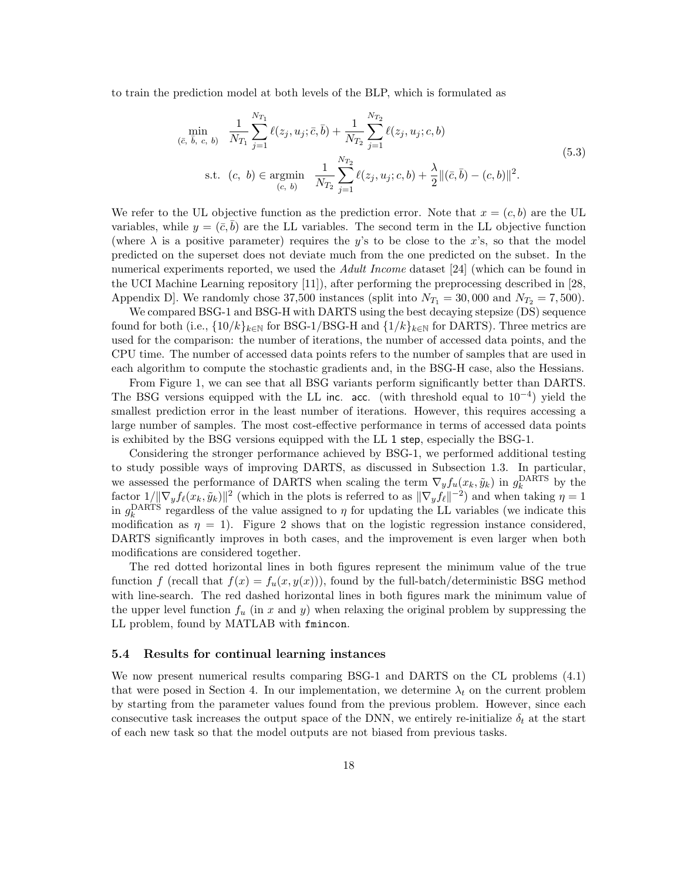to train the prediction model at both levels of the BLP, which is formulated as

$$
\begin{aligned}
\min_{(\bar{c},\ \bar{b},\ c,\ b)} \quad & \frac{1}{N_{T_1}} \sum_{j=1}^{N_{T_1}} \ell(z_j, u_j; \bar{c}, \bar{b}) + \frac{1}{N_{T_2}} \sum_{j=1}^{N_{T_2}} \ell(z_j, u_j; c, b) \\
\text{s.t.} \quad & (c,\ b) \in \operatorname*{argmin}_{(c,\ b)} \quad \frac{1}{N_{T_2}} \sum_{j=1}^{N_{T_2}} \ell(z_j, u_j; c, b) + \frac{\lambda}{2} \|(\bar{c}, \bar{b}) - (c, b)\|^2.
\end{aligned}
\tag{5.3}
$$

We refer to the UL objective function as the prediction error. Note that $x = (c, b)$ are the UL variables, while $y = (\bar{c}, \bar{b})$ are the LL variables. The second term in the LL objective function (where $\lambda$ is a positive parameter) requires the $y$'s to be close to the $x$'s, so that the model predicted on the superset does not deviate much from the one predicted on the subset. In the numerical experiments reported, we used the *Adult Income* dataset [24] (which can be found in the UCI Machine Learning repository [11]), after performing the preprocessing described in [28, Appendix D]. We randomly chose 37,500 instances (split into $N_{T_1} = 30,000$ and $N_{T_2} = 7,500$).

We compared BSG-1 and BSG-H with DARTS using the best decaying stepsize (DS) sequence found for both (i.e., $\{10/k\}_{k \in \mathbb{N}}$ for BSG-1/BSG-H and $\{1/k\}_{k \in \mathbb{N}}$ for DARTS). Three metrics are used for the comparison: the number of iterations, the number of accessed data points, and the CPU time. The number of accessed data points refers to the number of samples that are used in each algorithm to compute the stochastic gradients and, in the BSG-H case, also the Hessians.

From Figure 1, we can see that all BSG variants perform significantly better than DARTS. The BSG versions equipped with the LL inc. acc. (with threshold equal to $10^{-4}$) yield the smallest prediction error in the least number of iterations. However, this requires accessing a large number of samples. The most cost-effective performance in terms of accessed data points is exhibited by the BSG versions equipped with the LL 1 step, especially the BSG-1.

Considering the stronger performance achieved by BSG-1, we performed additional testing to study possible ways of improving DARTS, as discussed in Subsection 1.3. In particular, we assessed the performance of DARTS when scaling the term $\nabla_y f_u(x_k, \tilde{y}_k)$ in $g_k^{\text{DARTS}}$ by the factor $1/\|\nabla_y f_\ell(x_k, \tilde{y}_k)\|^2$ (which in the plots is referred to as $\|\nabla_y f_\ell\|^{-2}$) and when taking $\eta = 1$ in $g_k^{\text{DARTS}}$ regardless of the value assigned to $\eta$ for updating the LL variables (we indicate this modification as $\eta = 1$). Figure 2 shows that on the logistic regression instance considered, DARTS significantly improves in both cases, and the improvement is even larger when both modifications are considered together.

The red dotted horizontal lines in both figures represent the minimum value of the true function $f$ (recall that $f(x) = f_u(x, y(x))$), found by the full-batch/deterministic BSG method with line-search. The red dashed horizontal lines in both figures mark the minimum value of the upper level function $f_u$ (in $x$ and $y$) when relaxing the original problem by suppressing the LL problem, found by MATLAB with `fmincon`.

### 5.4 Results for continual learning instances

We now present numerical results comparing BSG-1 and DARTS on the CL problems (4.1) that were posed in Section 4. In our implementation, we determine $\lambda_t$ on the current problem by starting from the parameter values found from the previous problem. However, since each consecutive task increases the output space of the DNN, we entirely re-initialize $\delta_t$ at the start of each new task so that the model outputs are not biased from previous tasks.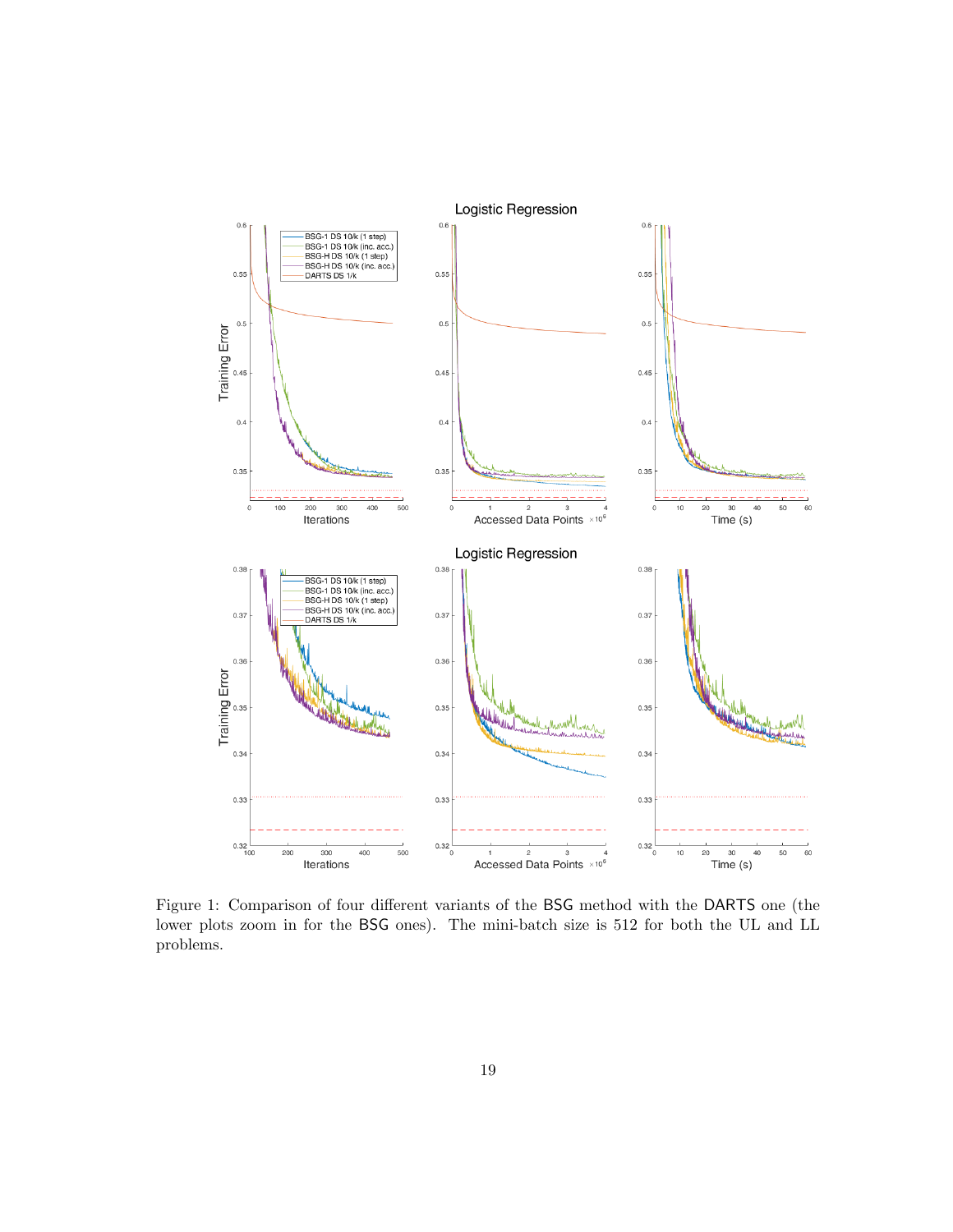Figure 1: Comparison of four different variants of the BSG method with the DARTS one (the lower plots zoom in for the BSG ones). The mini-batch size is 512 for both the UL and LL problems.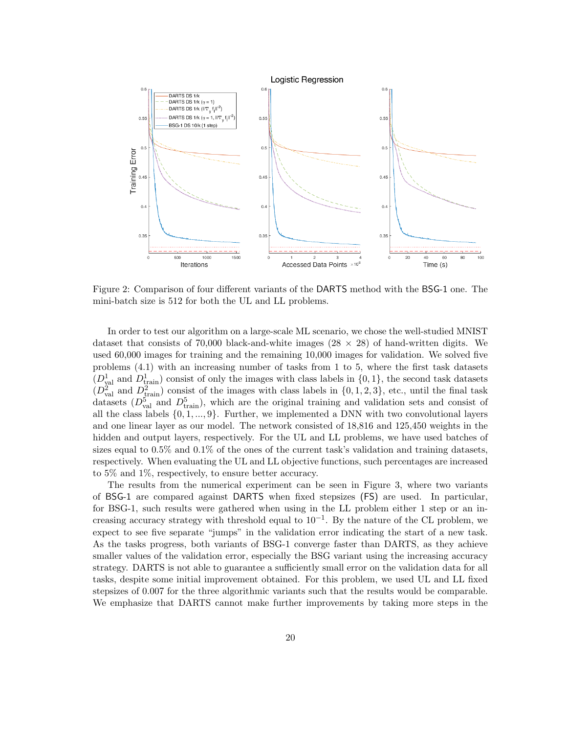Figure 2: Comparison of four different variants of the DARTS method with the BSG-1 one. The mini-batch size is 512 for both the UL and LL problems.

In order to test our algorithm on a large-scale ML scenario, we chose the well-studied MNIST dataset that consists of 70,000 black-and-white images ($28 \times 28$) of hand-written digits. We used 60,000 images for training and the remaining 10,000 images for validation. We solved five problems (4.1) with an increasing number of tasks from 1 to 5, where the first task datasets ($D^1_{\text{val}}$ and $D^1_{\text{train}}$) consist of only the images with class labels in $\{0, 1\}$, the second task datasets ($D^2_{\text{val}}$ and $D^2_{\text{train}}$) consist of the images with class labels in $\{0, 1, 2, 3\}$, etc., until the final task datasets ($D^5_{\text{val}}$ and $D^5_{\text{train}}$), which are the original training and validation sets and consist of all the class labels $\{0, 1, ..., 9\}$. Further, we implemented a DNN with two convolutional layers and one linear layer as our model. The network consisted of 18,816 and 125,450 weights in the hidden and output layers, respectively. For the UL and LL problems, we have used batches of sizes equal to 0.5% and 0.1% of the ones of the current task's validation and training datasets, respectively. When evaluating the UL and LL objective functions, such percentages are increased to 5% and 1%, respectively, to ensure better accuracy.

The results from the numerical experiment can be seen in Figure 3, where two variants of BSG-1 are compared against DARTS when fixed stepsizes (FS) are used. In particular, for BSG-1, such results were gathered when using in the LL problem either 1 step or an increasing accuracy strategy with threshold equal to $10^{-1}$. By the nature of the CL problem, we expect to see five separate "jumps" in the validation error indicating the start of a new task. As the tasks progress, both variants of BSG-1 converge faster than DARTS, as they achieve smaller values of the validation error, especially the BSG variant using the increasing accuracy strategy. DARTS is not able to guarantee a sufficiently small error on the validation data for all tasks, despite some initial improvement obtained. For this problem, we used UL and LL fixed stepsizes of 0.007 for the three algorithmic variants such that the results would be comparable. We emphasize that DARTS cannot make further improvements by taking more steps in the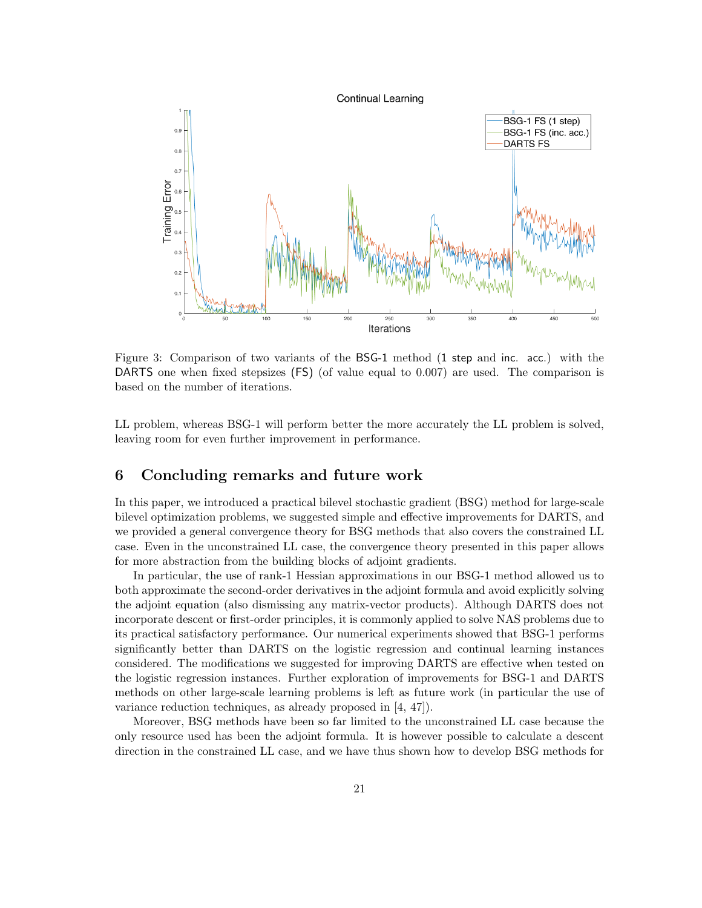Figure 3: Comparison of two variants of the BSG-1 method (1 step and inc. acc.) with the DARTS one when fixed stepsizes (FS) (of value equal to 0.007) are used. The comparison is based on the number of iterations.

LL problem, whereas BSG-1 will perform better the more accurately the LL problem is solved, leaving room for even further improvement in performance.

## 6 Concluding remarks and future work

In this paper, we introduced a practical bilevel stochastic gradient (BSG) method for large-scale bilevel optimization problems, we suggested simple and effective improvements for DARTS, and we provided a general convergence theory for BSG methods that also covers the constrained LL case. Even in the unconstrained LL case, the convergence theory presented in this paper allows for more abstraction from the building blocks of adjoint gradients.

In particular, the use of rank-1 Hessian approximations in our BSG-1 method allowed us to both approximate the second-order derivatives in the adjoint formula and avoid explicitly solving the adjoint equation (also dismissing any matrix-vector products). Although DARTS does not incorporate descent or first-order principles, it is commonly applied to solve NAS problems due to its practical satisfactory performance. Our numerical experiments showed that BSG-1 performs significantly better than DARTS on the logistic regression and continual learning instances considered. The modifications we suggested for improving DARTS are effective when tested on the logistic regression instances. Further exploration of improvements for BSG-1 and DARTS methods on other large-scale learning problems is left as future work (in particular the use of variance reduction techniques, as already proposed in [4, 47]).

Moreover, BSG methods have been so far limited to the unconstrained LL case because the only resource used has been the adjoint formula. It is however possible to calculate a descent direction in the constrained LL case, and we have thus shown how to develop BSG methods for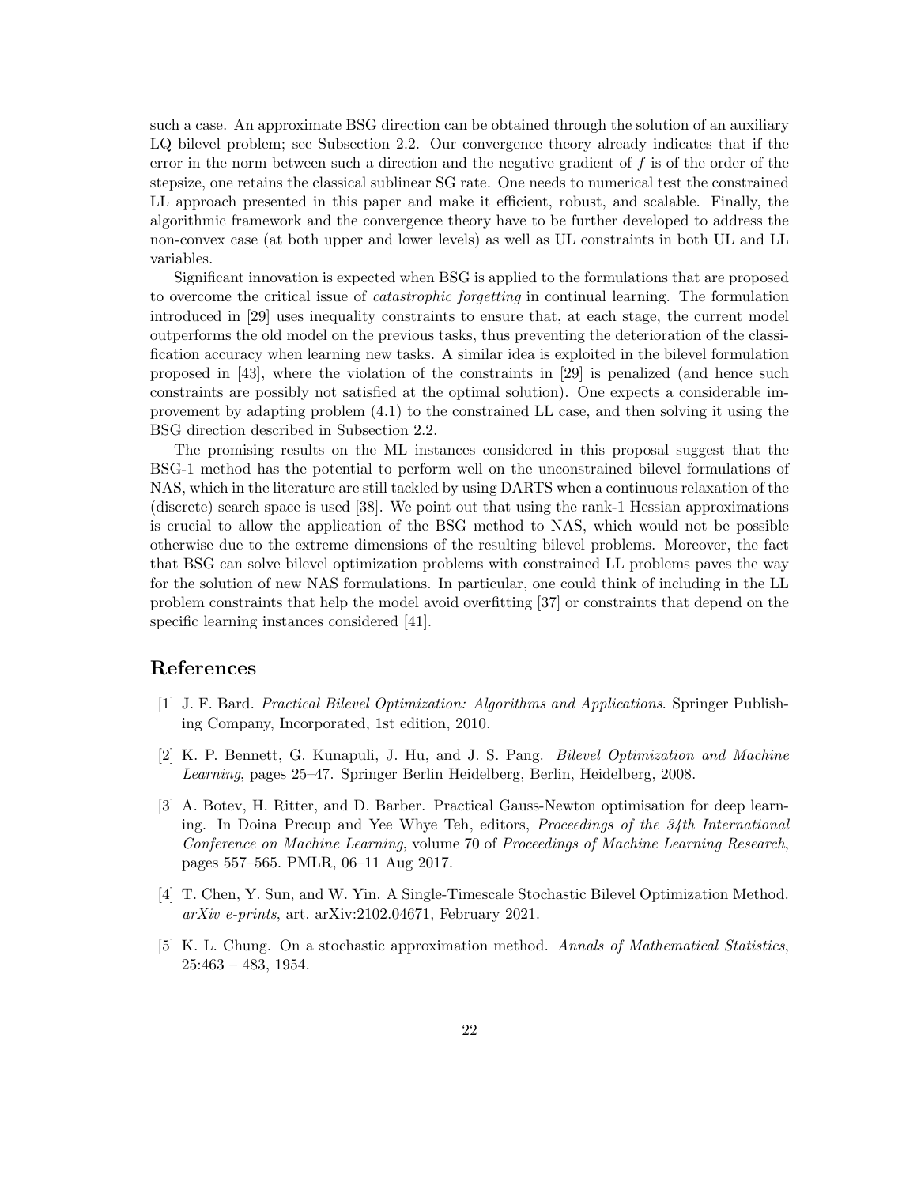such a case. An approximate BSG direction can be obtained through the solution of an auxiliary LQ bilevel problem; see Subsection 2.2. Our convergence theory already indicates that if the error in the norm between such a direction and the negative gradient of $f$ is of the order of the stepsize, one retains the classical sublinear SG rate. One needs to numerical test the constrained LL approach presented in this paper and make it efficient, robust, and scalable. Finally, the algorithmic framework and the convergence theory have to be further developed to address the non-convex case (at both upper and lower levels) as well as UL constraints in both UL and LL variables.

Significant innovation is expected when BSG is applied to the formulations that are proposed to overcome the critical issue of *catastrophic forgetting* in continual learning. The formulation introduced in [29] uses inequality constraints to ensure that, at each stage, the current model outperforms the old model on the previous tasks, thus preventing the deterioration of the classification accuracy when learning new tasks. A similar idea is exploited in the bilevel formulation proposed in [43], where the violation of the constraints in [29] is penalized (and hence such constraints are possibly not satisfied at the optimal solution). One expects a considerable improvement by adapting problem (4.1) to the constrained LL case, and then solving it using the BSG direction described in Subsection 2.2.

The promising results on the ML instances considered in this proposal suggest that the BSG-1 method has the potential to perform well on the unconstrained bilevel formulations of NAS, which in the literature are still tackled by using DARTS when a continuous relaxation of the (discrete) search space is used [38]. We point out that using the rank-1 Hessian approximations is crucial to allow the application of the BSG method to NAS, which would not be possible otherwise due to the extreme dimensions of the resulting bilevel problems. Moreover, the fact that BSG can solve bilevel optimization problems with constrained LL problems paves the way for the solution of new NAS formulations. In particular, one could think of including in the LL problem constraints that help the model avoid overfitting [37] or constraints that depend on the specific learning instances considered [41].

## References

[1] J. F. Bard. *Practical Bilevel Optimization: Algorithms and Applications*. Springer Publishing Company, Incorporated, 1st edition, 2010.

[2] K. P. Bennett, G. Kunapuli, J. Hu, and J. S. Pang. *Bilevel Optimization and Machine Learning*, pages 25–47. Springer Berlin Heidelberg, Berlin, Heidelberg, 2008.

[3] A. Botev, H. Ritter, and D. Barber. Practical Gauss-Newton optimisation for deep learning. In Doina Precup and Yee Whye Teh, editors, *Proceedings of the 34th International Conference on Machine Learning*, volume 70 of *Proceedings of Machine Learning Research*, pages 557–565. PMLR, 06–11 Aug 2017.

[4] T. Chen, Y. Sun, and W. Yin. A Single-Timescale Stochastic Bilevel Optimization Method. *arXiv e-prints*, art. arXiv:2102.04671, February 2021.

[5] K. L. Chung. On a stochastic approximation method. *Annals of Mathematical Statistics*, 25:463 – 483, 1954.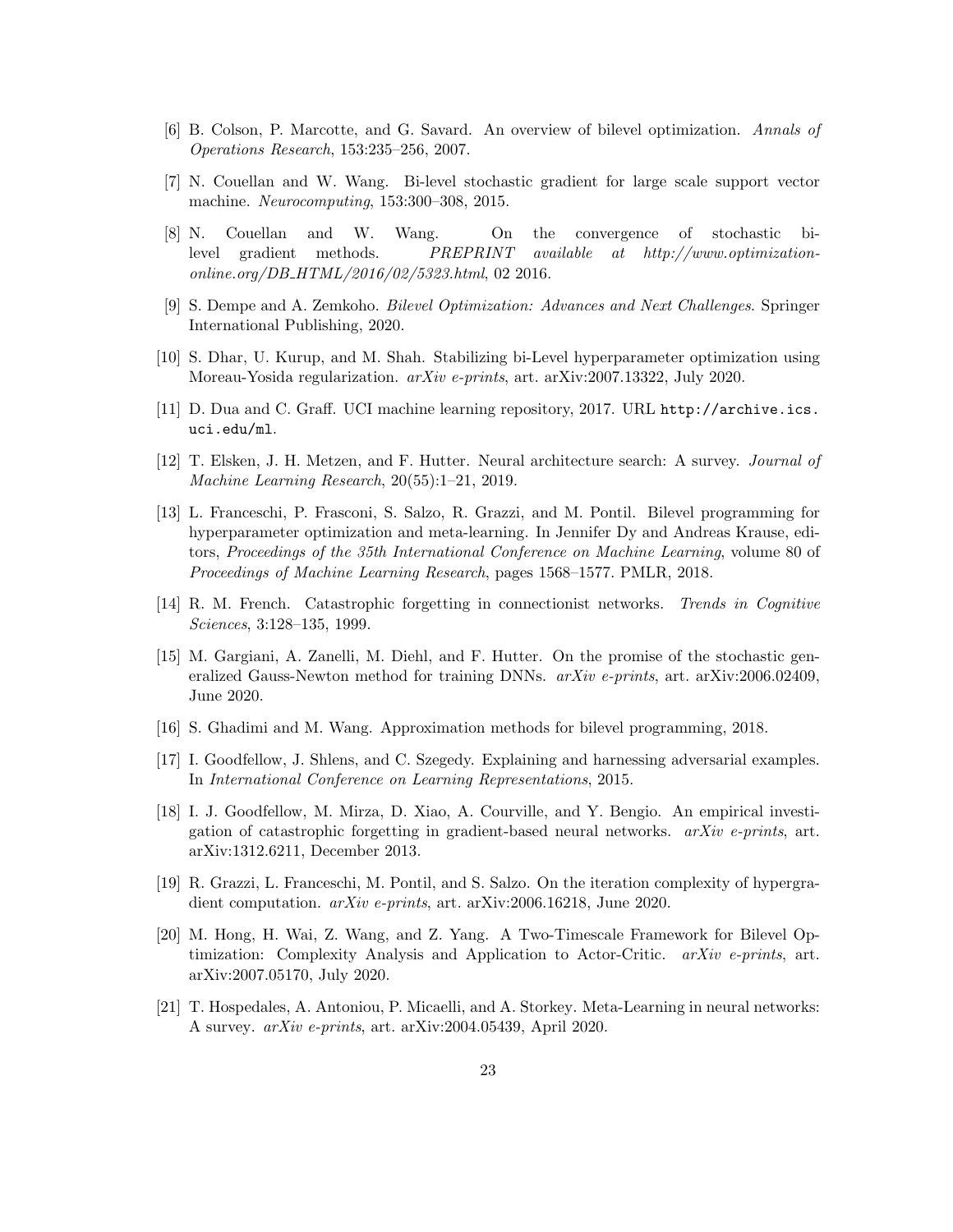[6] B. Colson, P. Marcotte, and G. Savard. An overview of bilevel optimization. *Annals of Operations Research*, 153:235–256, 2007.

[7] N. Couellan and W. Wang. Bi-level stochastic gradient for large scale support vector machine. *Neurocomputing*, 153:300–308, 2015.

[8] N. Couellan and W. Wang. On the convergence of stochastic bi-level gradient methods. *PREPRINT available at http://www.optimization-online.org/DB_HTML/2016/02/5323.html*, 02 2016.

[9] S. Dempe and A. Zemkoho. *Bilevel Optimization: Advances and Next Challenges*. Springer International Publishing, 2020.

[10] S. Dhar, U. Kurup, and M. Shah. Stabilizing bi-Level hyperparameter optimization using Moreau-Yosida regularization. *arXiv e-prints*, art. arXiv:2007.13322, July 2020.

[11] D. Dua and C. Graff. UCI machine learning repository, 2017. URL `http://archive.ics.uci.edu/ml`.

[12] T. Elsken, J. H. Metzen, and F. Hutter. Neural architecture search: A survey. *Journal of Machine Learning Research*, 20(55):1–21, 2019.

[13] L. Franceschi, P. Frasconi, S. Salzo, R. Grazzi, and M. Pontil. Bilevel programming for hyperparameter optimization and meta-learning. In Jennifer Dy and Andreas Krause, editors, *Proceedings of the 35th International Conference on Machine Learning*, volume 80 of *Proceedings of Machine Learning Research*, pages 1568–1577. PMLR, 2018.

[14] R. M. French. Catastrophic forgetting in connectionist networks. *Trends in Cognitive Sciences*, 3:128–135, 1999.

[15] M. Gargiani, A. Zanelli, M. Diehl, and F. Hutter. On the promise of the stochastic generalized Gauss-Newton method for training DNNs. *arXiv e-prints*, art. arXiv:2006.02409, June 2020.

[16] S. Ghadimi and M. Wang. Approximation methods for bilevel programming, 2018.

[17] I. Goodfellow, J. Shlens, and C. Szegedy. Explaining and harnessing adversarial examples. In *International Conference on Learning Representations*, 2015.

[18] I. J. Goodfellow, M. Mirza, D. Xiao, A. Courville, and Y. Bengio. An empirical investigation of catastrophic forgetting in gradient-based neural networks. *arXiv e-prints*, art. arXiv:1312.6211, December 2013.

[19] R. Grazzi, L. Franceschi, M. Pontil, and S. Salzo. On the iteration complexity of hypergradient computation. *arXiv e-prints*, art. arXiv:2006.16218, June 2020.

[20] M. Hong, H. Wai, Z. Wang, and Z. Yang. A Two-Timescale Framework for Bilevel Optimization: Complexity Analysis and Application to Actor-Critic. *arXiv e-prints*, art. arXiv:2007.05170, July 2020.

[21] T. Hospedales, A. Antoniou, P. Micaelli, and A. Storkey. Meta-Learning in neural networks: A survey. *arXiv e-prints*, art. arXiv:2004.05439, April 2020.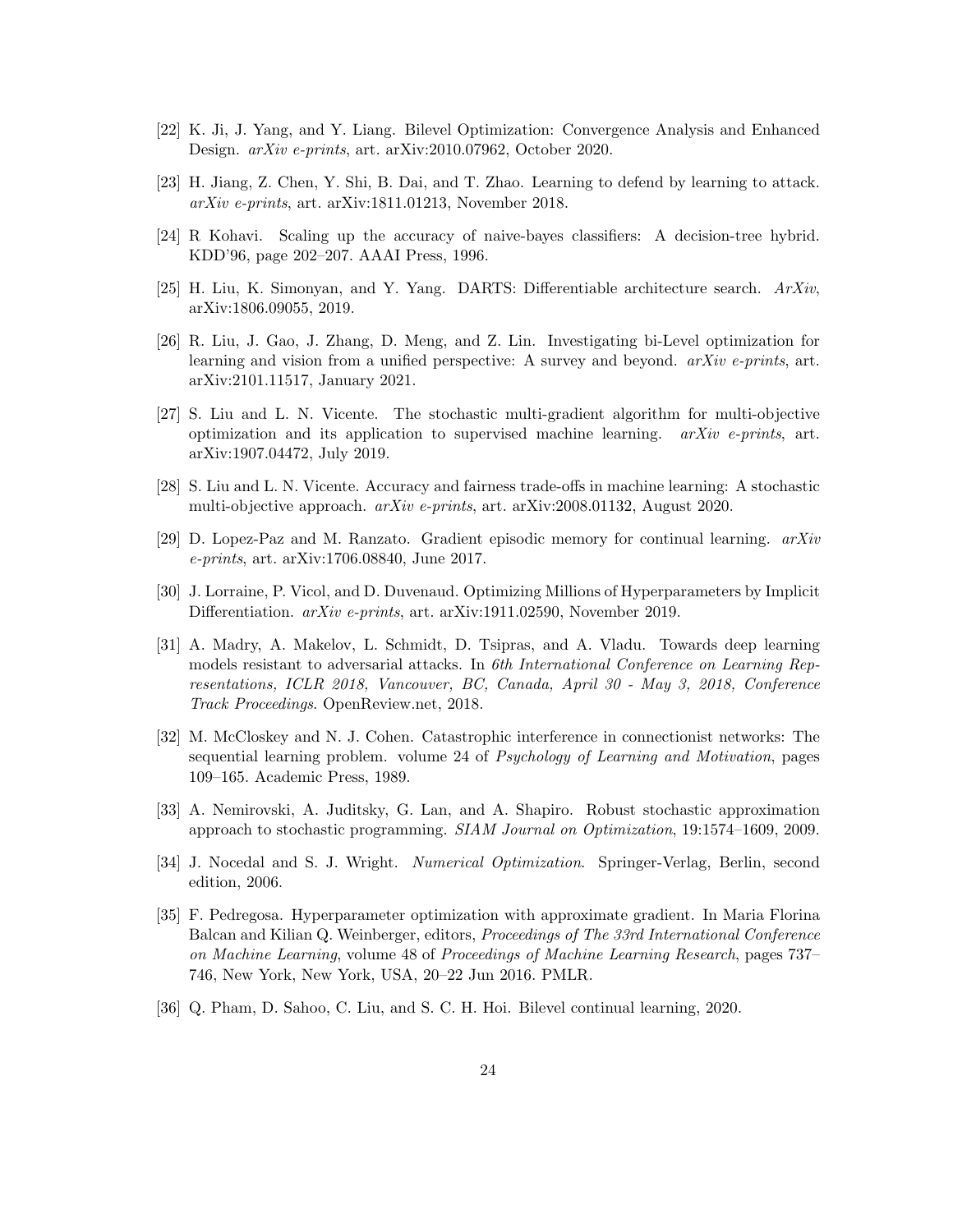[22] K. Ji, J. Yang, and Y. Liang. Bilevel Optimization: Convergence Analysis and Enhanced Design. *arXiv e-prints*, art. arXiv:2010.07962, October 2020.

[23] H. Jiang, Z. Chen, Y. Shi, B. Dai, and T. Zhao. Learning to defend by learning to attack. *arXiv e-prints*, art. arXiv:1811.01213, November 2018.

[24] R Kohavi. Scaling up the accuracy of naive-bayes classifiers: A decision-tree hybrid. KDD'96, page 202–207. AAAI Press, 1996.

[25] H. Liu, K. Simonyan, and Y. Yang. DARTS: Differentiable architecture search. *ArXiv*, arXiv:1806.09055, 2019.

[26] R. Liu, J. Gao, J. Zhang, D. Meng, and Z. Lin. Investigating bi-Level optimization for learning and vision from a unified perspective: A survey and beyond. *arXiv e-prints*, art. arXiv:2101.11517, January 2021.

[27] S. Liu and L. N. Vicente. The stochastic multi-gradient algorithm for multi-objective optimization and its application to supervised machine learning. *arXiv e-prints*, art. arXiv:1907.04472, July 2019.

[28] S. Liu and L. N. Vicente. Accuracy and fairness trade-offs in machine learning: A stochastic multi-objective approach. *arXiv e-prints*, art. arXiv:2008.01132, August 2020.

[29] D. Lopez-Paz and M. Ranzato. Gradient episodic memory for continual learning. *arXiv e-prints*, art. arXiv:1706.08840, June 2017.

[30] J. Lorraine, P. Vicol, and D. Duvenaud. Optimizing Millions of Hyperparameters by Implicit Differentiation. *arXiv e-prints*, art. arXiv:1911.02590, November 2019.

[31] A. Madry, A. Makelov, L. Schmidt, D. Tsipras, and A. Vladu. Towards deep learning models resistant to adversarial attacks. In *6th International Conference on Learning Representations, ICLR 2018, Vancouver, BC, Canada, April 30 - May 3, 2018, Conference Track Proceedings*. OpenReview.net, 2018.

[32] M. McCloskey and N. J. Cohen. Catastrophic interference in connectionist networks: The sequential learning problem. volume 24 of *Psychology of Learning and Motivation*, pages 109–165. Academic Press, 1989.

[33] A. Nemirovski, A. Juditsky, G. Lan, and A. Shapiro. Robust stochastic approximation approach to stochastic programming. *SIAM Journal on Optimization*, 19:1574–1609, 2009.

[34] J. Nocedal and S. J. Wright. *Numerical Optimization*. Springer-Verlag, Berlin, second edition, 2006.

[35] F. Pedregosa. Hyperparameter optimization with approximate gradient. In Maria Florina Balcan and Kilian Q. Weinberger, editors, *Proceedings of The 33rd International Conference on Machine Learning*, volume 48 of *Proceedings of Machine Learning Research*, pages 737–746, New York, New York, USA, 20–22 Jun 2016. PMLR.

[36] Q. Pham, D. Sahoo, C. Liu, and S. C. H. Hoi. Bilevel continual learning, 2020.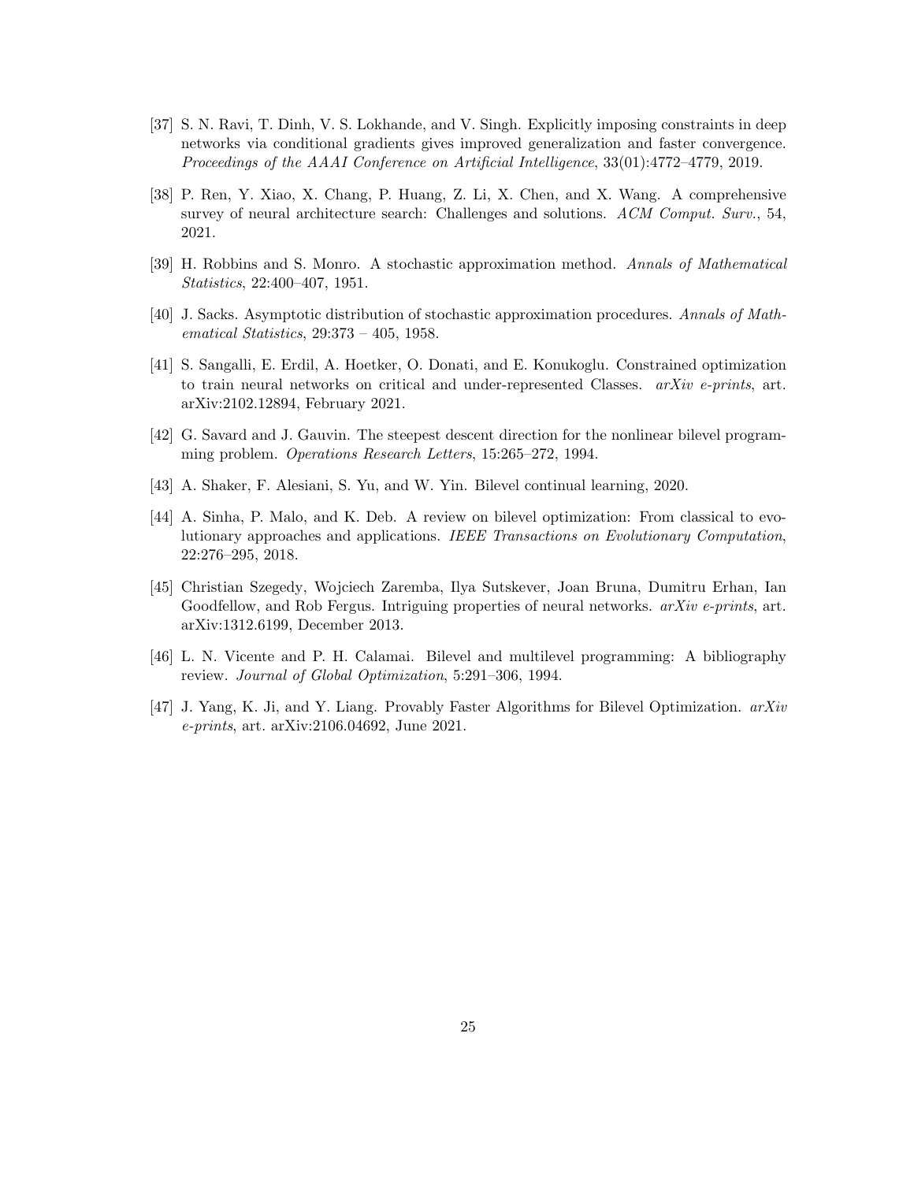[37] S. N. Ravi, T. Dinh, V. S. Lokhande, and V. Singh. Explicitly imposing constraints in deep networks via conditional gradients gives improved generalization and faster convergence. *Proceedings of the AAAI Conference on Artificial Intelligence*, 33(01):4772–4779, 2019.

[38] P. Ren, Y. Xiao, X. Chang, P. Huang, Z. Li, X. Chen, and X. Wang. A comprehensive survey of neural architecture search: Challenges and solutions. *ACM Comput. Surv.*, 54, 2021.

[39] H. Robbins and S. Monro. A stochastic approximation method. *Annals of Mathematical Statistics*, 22:400–407, 1951.

[40] J. Sacks. Asymptotic distribution of stochastic approximation procedures. *Annals of Mathematical Statistics*, 29:373 – 405, 1958.

[41] S. Sangalli, E. Erdil, A. Hoetker, O. Donati, and E. Konukoglu. Constrained optimization to train neural networks on critical and under-represented Classes. *arXiv e-prints*, art. arXiv:2102.12894, February 2021.

[42] G. Savard and J. Gauvin. The steepest descent direction for the nonlinear bilevel programming problem. *Operations Research Letters*, 15:265–272, 1994.

[43] A. Shaker, F. Alesiani, S. Yu, and W. Yin. Bilevel continual learning, 2020.

[44] A. Sinha, P. Malo, and K. Deb. A review on bilevel optimization: From classical to evolutionary approaches and applications. *IEEE Transactions on Evolutionary Computation*, 22:276–295, 2018.

[45] Christian Szegedy, Wojciech Zaremba, Ilya Sutskever, Joan Bruna, Dumitru Erhan, Ian Goodfellow, and Rob Fergus. Intriguing properties of neural networks. *arXiv e-prints*, art. arXiv:1312.6199, December 2013.

[46] L. N. Vicente and P. H. Calamai. Bilevel and multilevel programming: A bibliography review. *Journal of Global Optimization*, 5:291–306, 1994.

[47] J. Yang, K. Ji, and Y. Liang. Provably Faster Algorithms for Bilevel Optimization. *arXiv e-prints*, art. arXiv:2106.04692, June 2021.